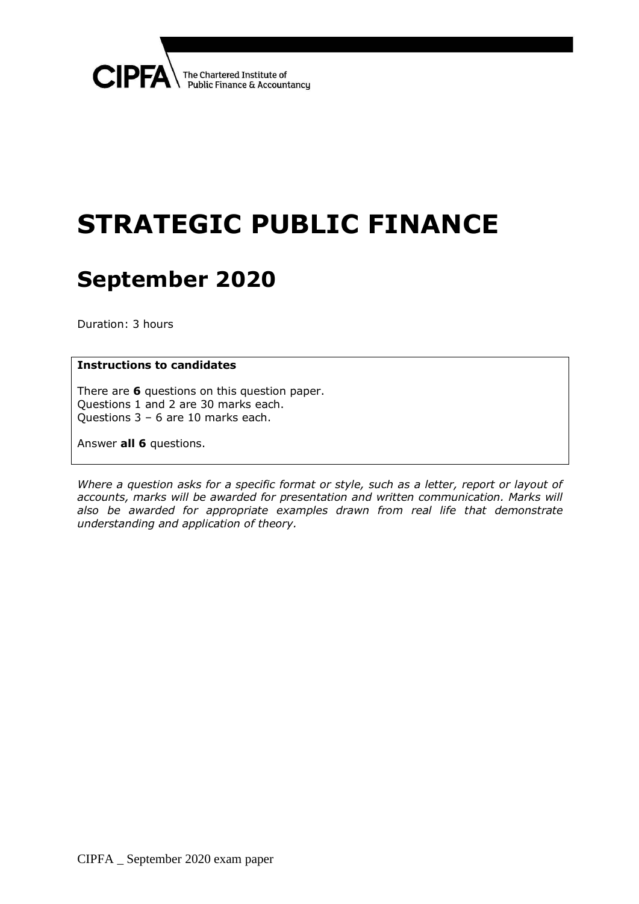CIPFA The Chartered Institute of Public Finance & Accountancy

# STRATEGIC PUBLIC FINANCE

## September 2020

Duration: 3 hours

**Instructions to candidates**

There are **6** questions on this question paper.
Questions 1 and 2 are 30 marks each.
Questions 3 – 6 are 10 marks each.

Answer **all 6** questions.

*Where a question asks for a specific format or style, such as a letter, report or layout of accounts, marks will be awarded for presentation and written communication. Marks will also be awarded for appropriate examples drawn from real life that demonstrate understanding and application of theory.*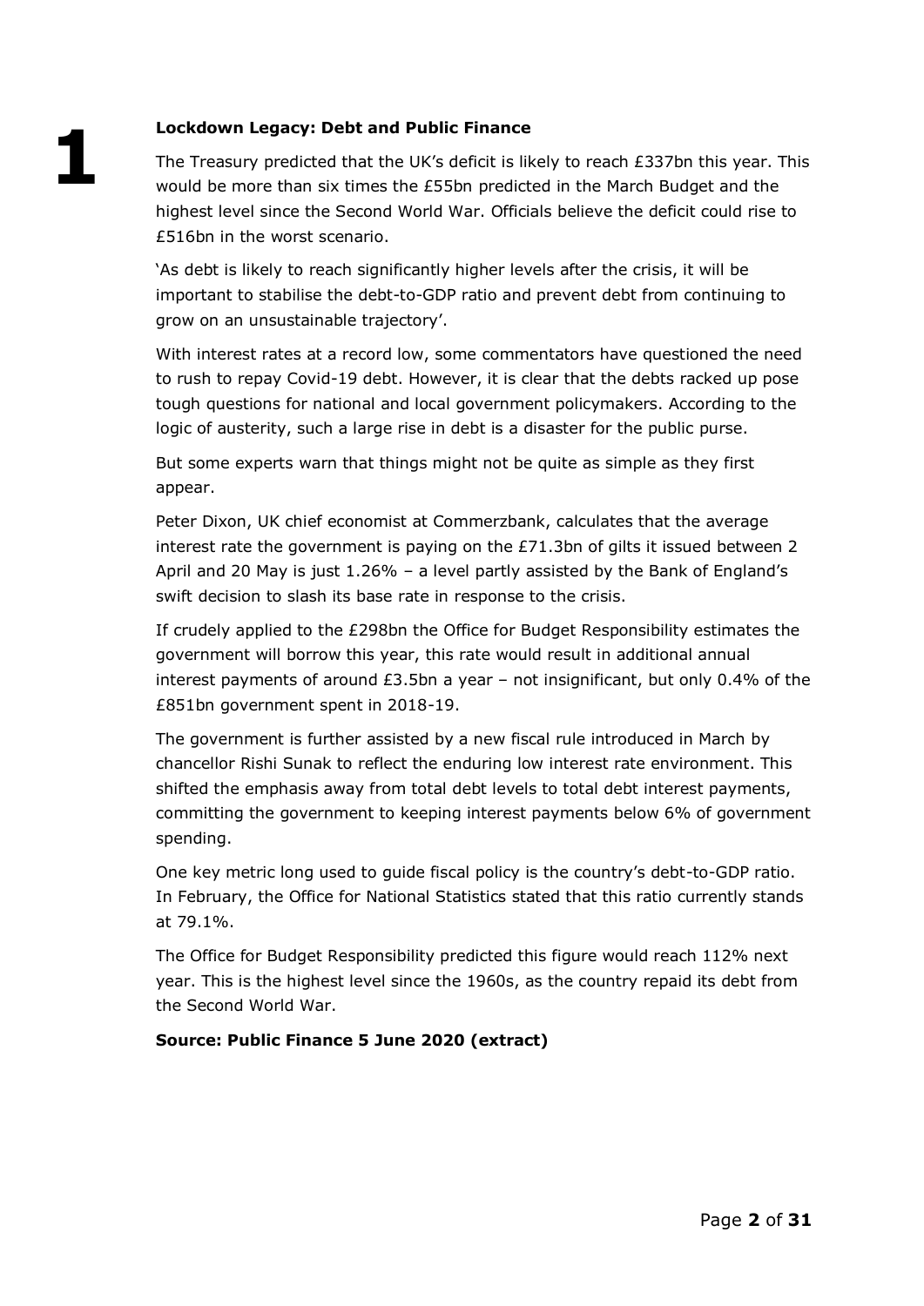# 1

**Lockdown Legacy: Debt and Public Finance**

The Treasury predicted that the UK's deficit is likely to reach £337bn this year. This would be more than six times the £55bn predicted in the March Budget and the highest level since the Second World War. Officials believe the deficit could rise to £516bn in the worst scenario.

'As debt is likely to reach significantly higher levels after the crisis, it will be important to stabilise the debt-to-GDP ratio and prevent debt from continuing to grow on an unsustainable trajectory'.

With interest rates at a record low, some commentators have questioned the need to rush to repay Covid-19 debt. However, it is clear that the debts racked up pose tough questions for national and local government policymakers. According to the logic of austerity, such a large rise in debt is a disaster for the public purse.

But some experts warn that things might not be quite as simple as they first appear.

Peter Dixon, UK chief economist at Commerzbank, calculates that the average interest rate the government is paying on the £71.3bn of gilts it issued between 2 April and 20 May is just 1.26% – a level partly assisted by the Bank of England's swift decision to slash its base rate in response to the crisis.

If crudely applied to the £298bn the Office for Budget Responsibility estimates the government will borrow this year, this rate would result in additional annual interest payments of around £3.5bn a year – not insignificant, but only 0.4% of the £851bn government spent in 2018-19.

The government is further assisted by a new fiscal rule introduced in March by chancellor Rishi Sunak to reflect the enduring low interest rate environment. This shifted the emphasis away from total debt levels to total debt interest payments, committing the government to keeping interest payments below 6% of government spending.

One key metric long used to guide fiscal policy is the country's debt-to-GDP ratio. In February, the Office for National Statistics stated that this ratio currently stands at 79.1%.

The Office for Budget Responsibility predicted this figure would reach 112% next year. This is the highest level since the 1960s, as the country repaid its debt from the Second World War.

**Source: Public Finance 5 June 2020 (extract)**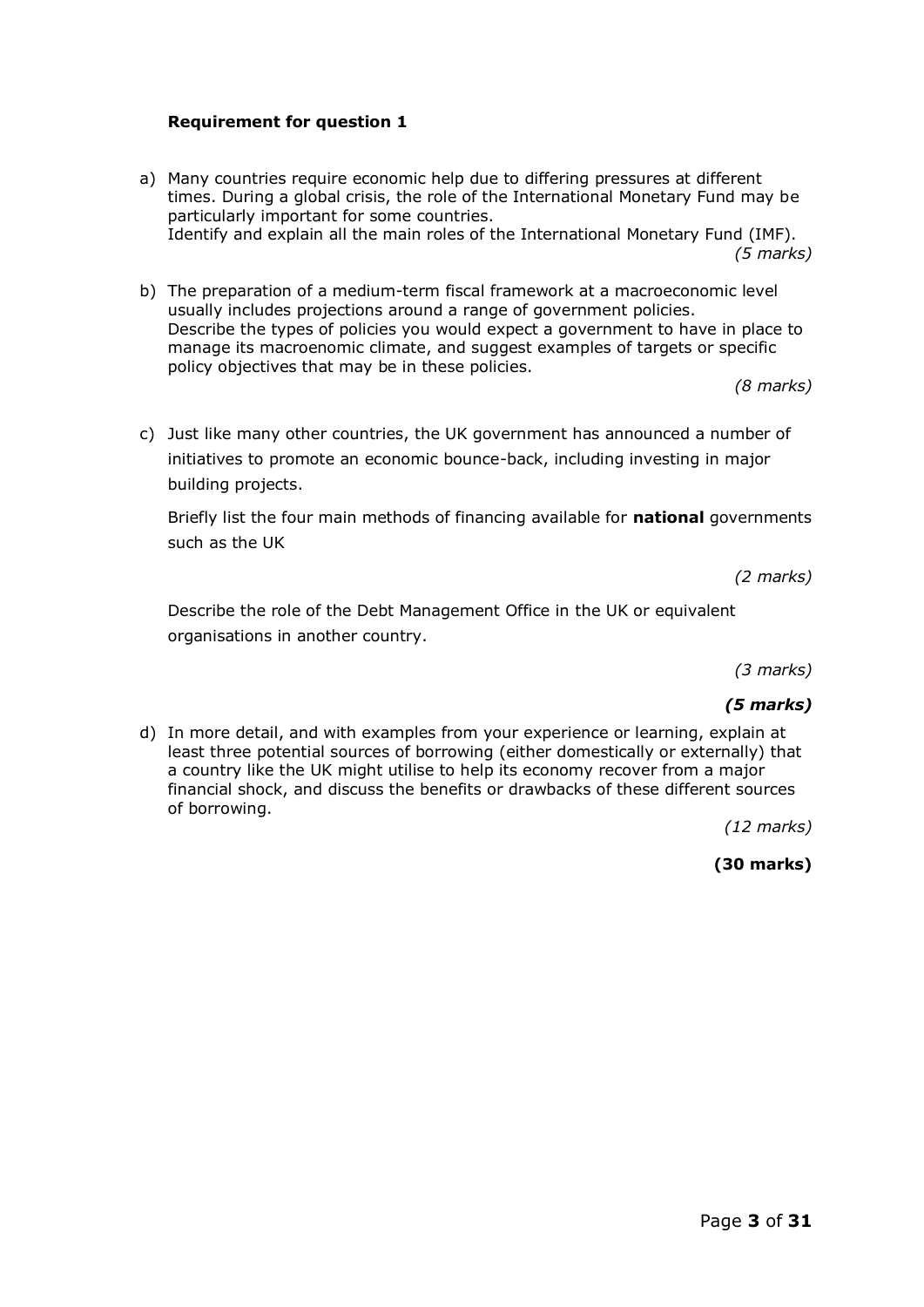**Requirement for question 1**

a) Many countries require economic help due to differing pressures at different times. During a global crisis, the role of the International Monetary Fund may be particularly important for some countries.
Identify and explain all the main roles of the International Monetary Fund (IMF).
*(5 marks)*

b) The preparation of a medium-term fiscal framework at a macroeconomic level usually includes projections around a range of government policies.
Describe the types of policies you would expect a government to have in place to manage its macroenomic climate, and suggest examples of targets or specific policy objectives that may be in these policies.
*(8 marks)*

c) Just like many other countries, the UK government has announced a number of initiatives to promote an economic bounce-back, including investing in major building projects.

Briefly list the four main methods of financing available for **national** governments such as the UK

*(2 marks)*

Describe the role of the Debt Management Office in the UK or equivalent organisations in another country.

*(3 marks)*

***(5 marks)***

d) In more detail, and with examples from your experience or learning, explain at least three potential sources of borrowing (either domestically or externally) that a country like the UK might utilise to help its economy recover from a major financial shock, and discuss the benefits or drawbacks of these different sources of borrowing.
*(12 marks)*

**(30 marks)**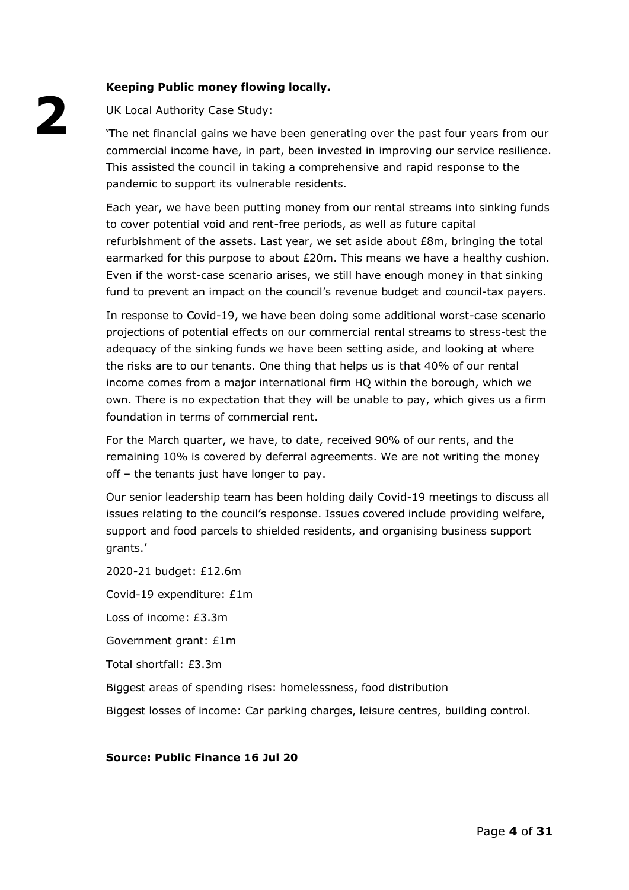# 2

**Keeping Public money flowing locally.**

UK Local Authority Case Study:

'The net financial gains we have been generating over the past four years from our commercial income have, in part, been invested in improving our service resilience. This assisted the council in taking a comprehensive and rapid response to the pandemic to support its vulnerable residents.

Each year, we have been putting money from our rental streams into sinking funds to cover potential void and rent-free periods, as well as future capital refurbishment of the assets. Last year, we set aside about £8m, bringing the total earmarked for this purpose to about £20m. This means we have a healthy cushion. Even if the worst-case scenario arises, we still have enough money in that sinking fund to prevent an impact on the council's revenue budget and council-tax payers.

In response to Covid-19, we have been doing some additional worst-case scenario projections of potential effects on our commercial rental streams to stress-test the adequacy of the sinking funds we have been setting aside, and looking at where the risks are to our tenants. One thing that helps us is that 40% of our rental income comes from a major international firm HQ within the borough, which we own. There is no expectation that they will be unable to pay, which gives us a firm foundation in terms of commercial rent.

For the March quarter, we have, to date, received 90% of our rents, and the remaining 10% is covered by deferral agreements. We are not writing the money off – the tenants just have longer to pay.

Our senior leadership team has been holding daily Covid-19 meetings to discuss all issues relating to the council's response. Issues covered include providing welfare, support and food parcels to shielded residents, and organising business support grants.'

2020-21 budget: £12.6m

Covid-19 expenditure: £1m

Loss of income: £3.3m

Government grant: £1m

Total shortfall: £3.3m

Biggest areas of spending rises: homelessness, food distribution

Biggest losses of income: Car parking charges, leisure centres, building control.

**Source: Public Finance 16 Jul 20**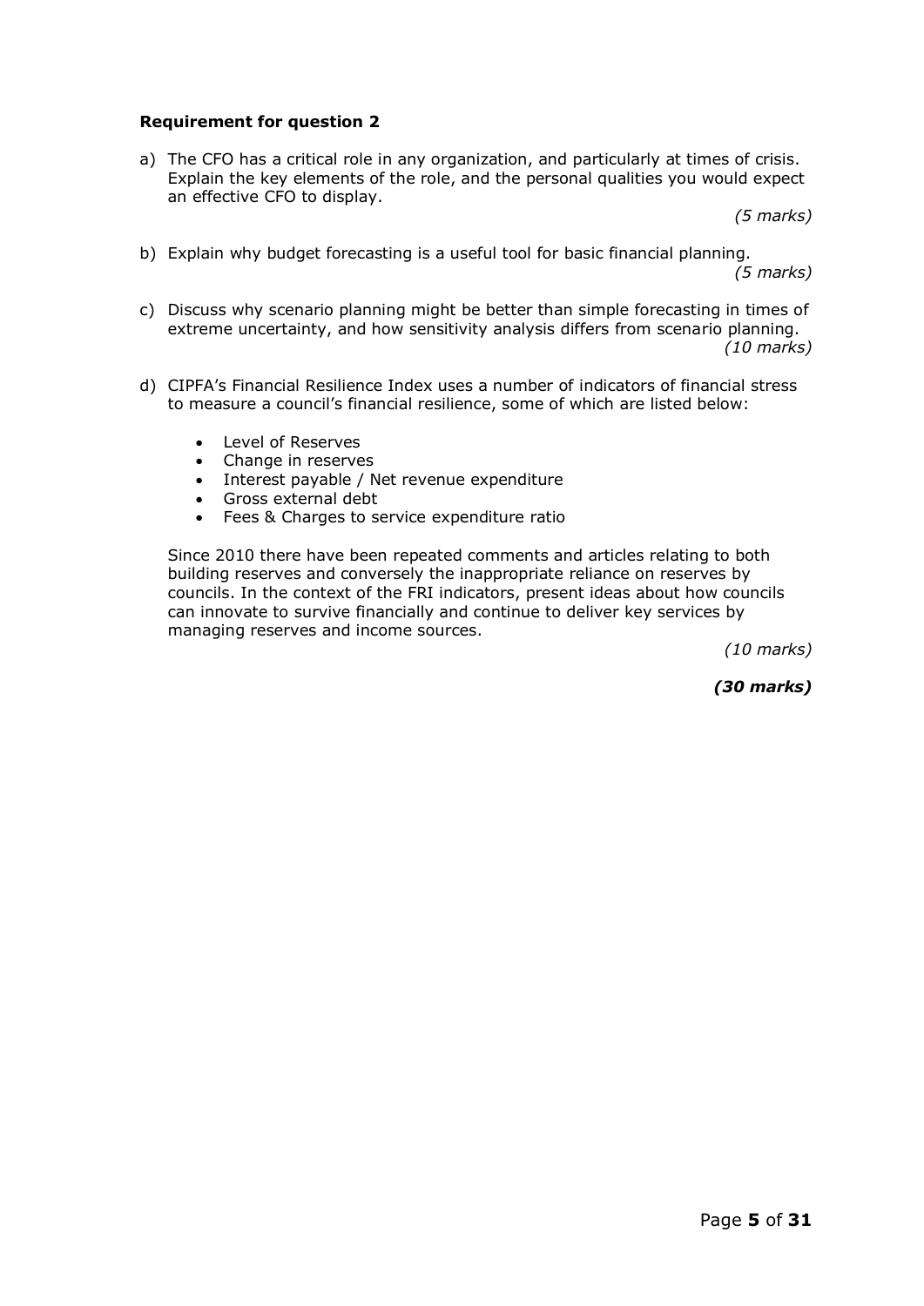**Requirement for question 2**

a) The CFO has a critical role in any organization, and particularly at times of crisis. Explain the key elements of the role, and the personal qualities you would expect an effective CFO to display.

*(5 marks)*

b) Explain why budget forecasting is a useful tool for basic financial planning.

*(5 marks)*

c) Discuss why scenario planning might be better than simple forecasting in times of extreme uncertainty, and how sensitivity analysis differs from scenario planning.

*(10 marks)*

d) CIPFA's Financial Resilience Index uses a number of indicators of financial stress to measure a council's financial resilience, some of which are listed below:

- Level of Reserves
- Change in reserves
- Interest payable / Net revenue expenditure
- Gross external debt
- Fees & Charges to service expenditure ratio

Since 2010 there have been repeated comments and articles relating to both building reserves and conversely the inappropriate reliance on reserves by councils. In the context of the FRI indicators, present ideas about how councils can innovate to survive financially and continue to deliver key services by managing reserves and income sources.

*(10 marks)*

***(30 marks)***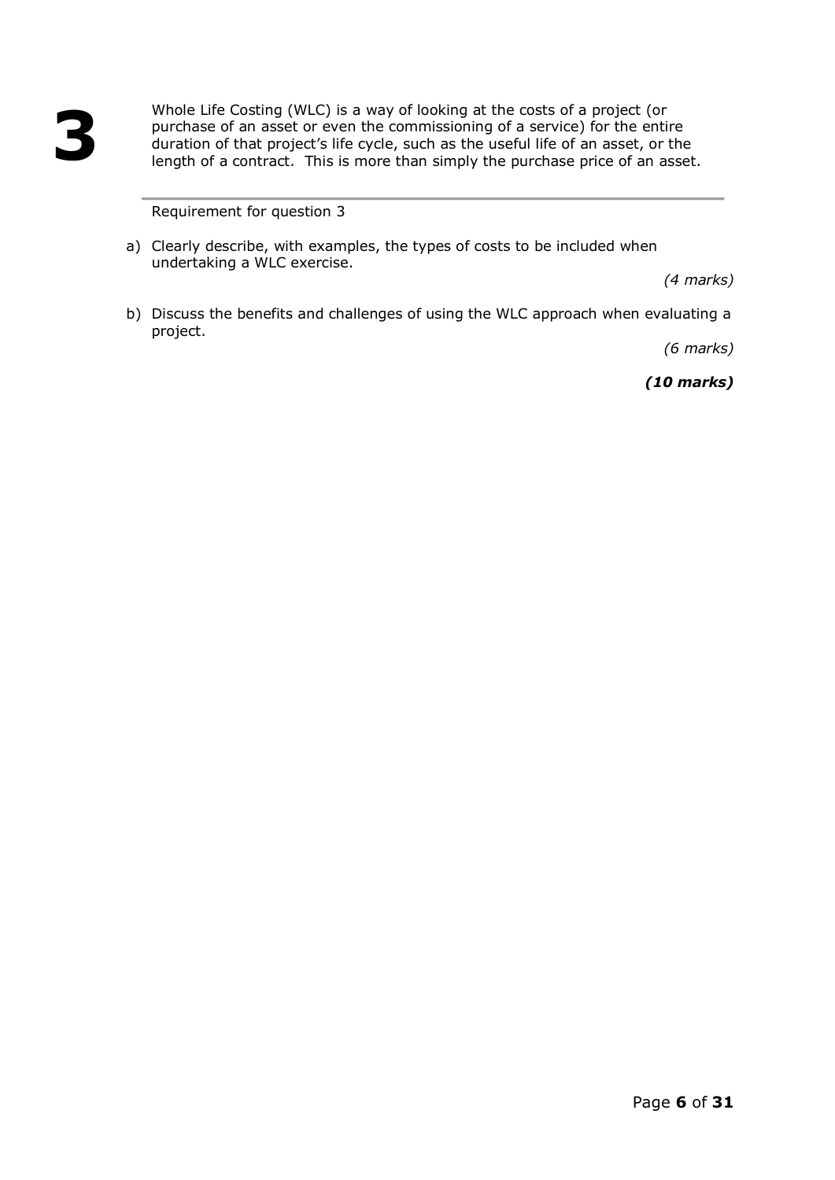# 3

Whole Life Costing (WLC) is a way of looking at the costs of a project (or purchase of an asset or even the commissioning of a service) for the entire duration of that project's life cycle, such as the useful life of an asset, or the length of a contract. This is more than simply the purchase price of an asset.

---

Requirement for question 3

a) Clearly describe, with examples, the types of costs to be included when undertaking a WLC exercise.

*(4 marks)*

b) Discuss the benefits and challenges of using the WLC approach when evaluating a project.

*(6 marks)*

***(10 marks)***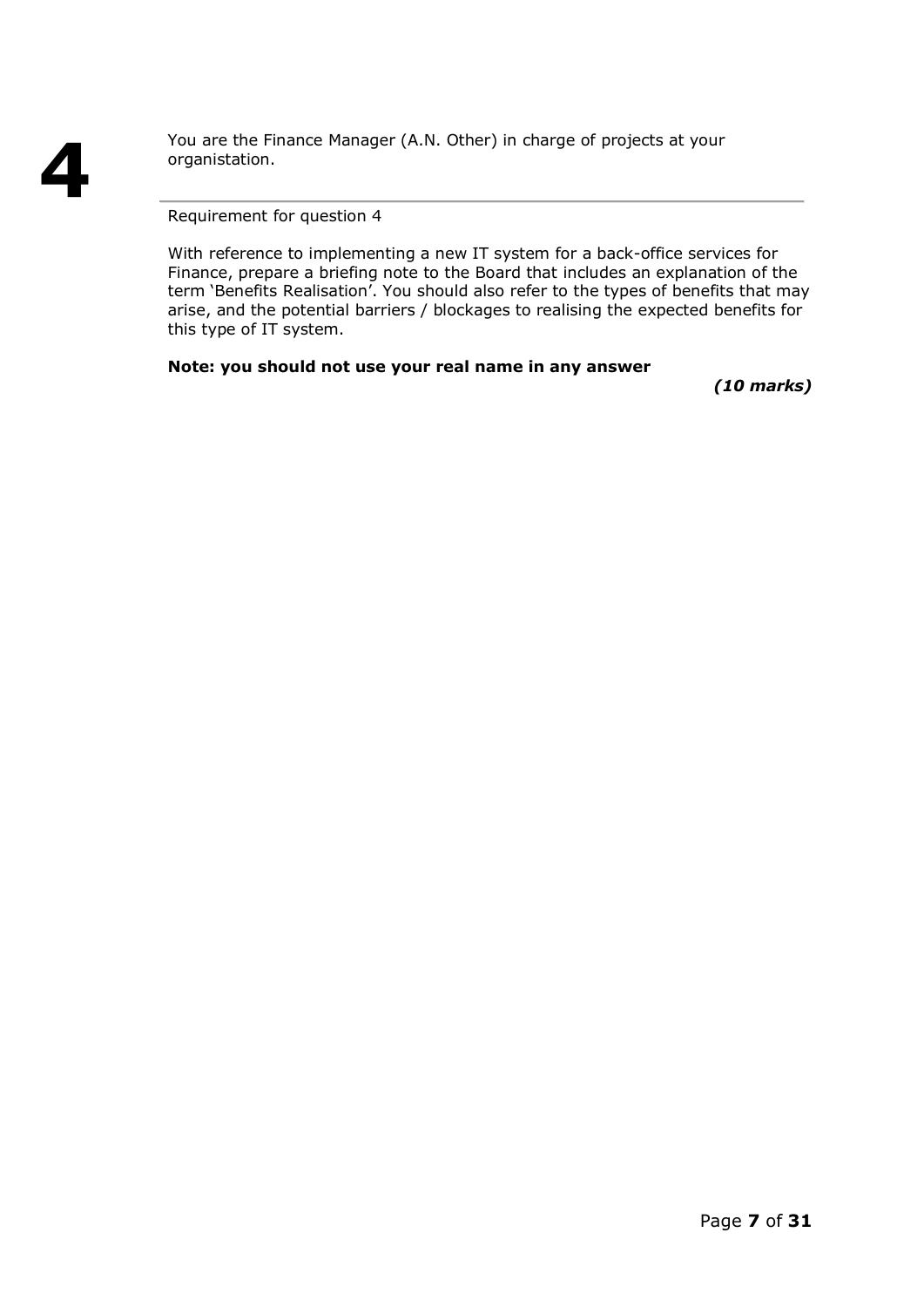# 4

You are the Finance Manager (A.N. Other) in charge of projects at your organistation.

---

Requirement for question 4

With reference to implementing a new IT system for a back-office services for Finance, prepare a briefing note to the Board that includes an explanation of the term 'Benefits Realisation'. You should also refer to the types of benefits that may arise, and the potential barriers / blockages to realising the expected benefits for this type of IT system.

**Note: you should not use your real name in any answer**

***(10 marks)***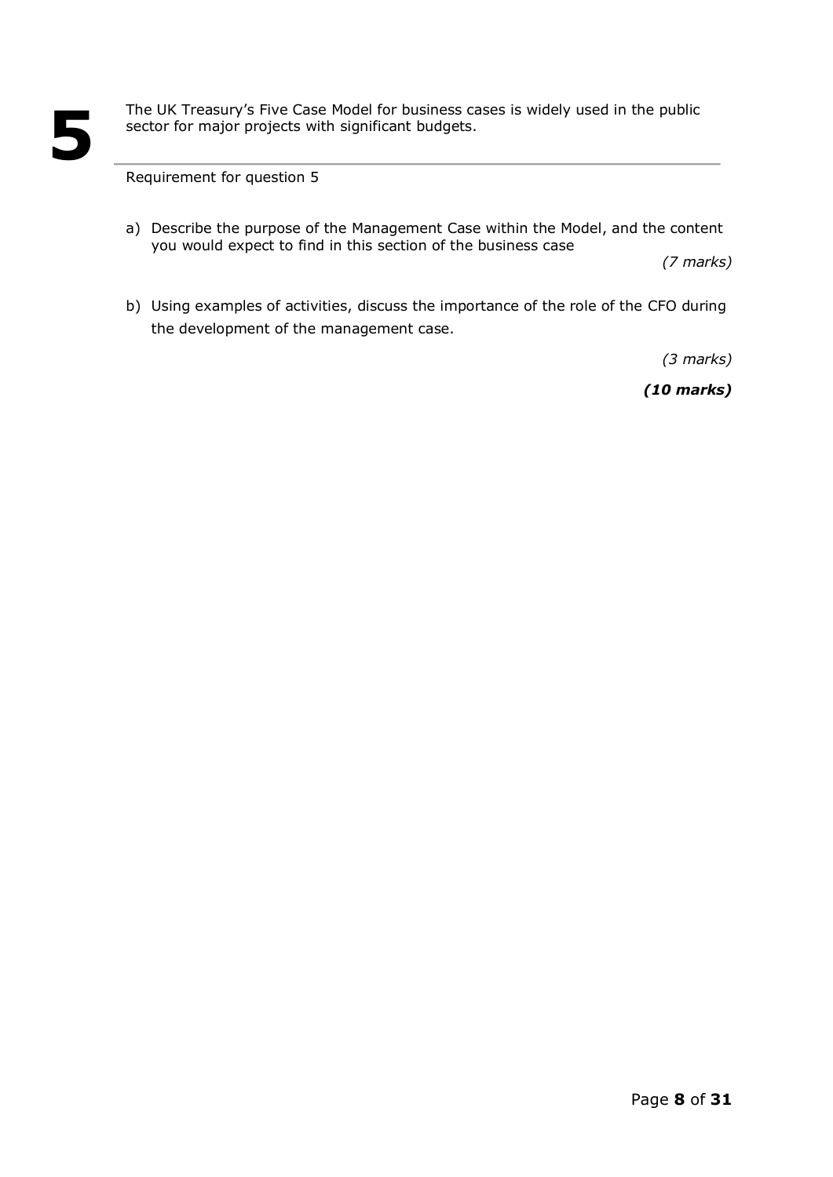# 5

The UK Treasury's Five Case Model for business cases is widely used in the public sector for major projects with significant budgets.

Requirement for question 5

a) Describe the purpose of the Management Case within the Model, and the content you would expect to find in this section of the business case

*(7 marks)*

b) Using examples of activities, discuss the importance of the role of the CFO during the development of the management case.

*(3 marks)*

***(10 marks)***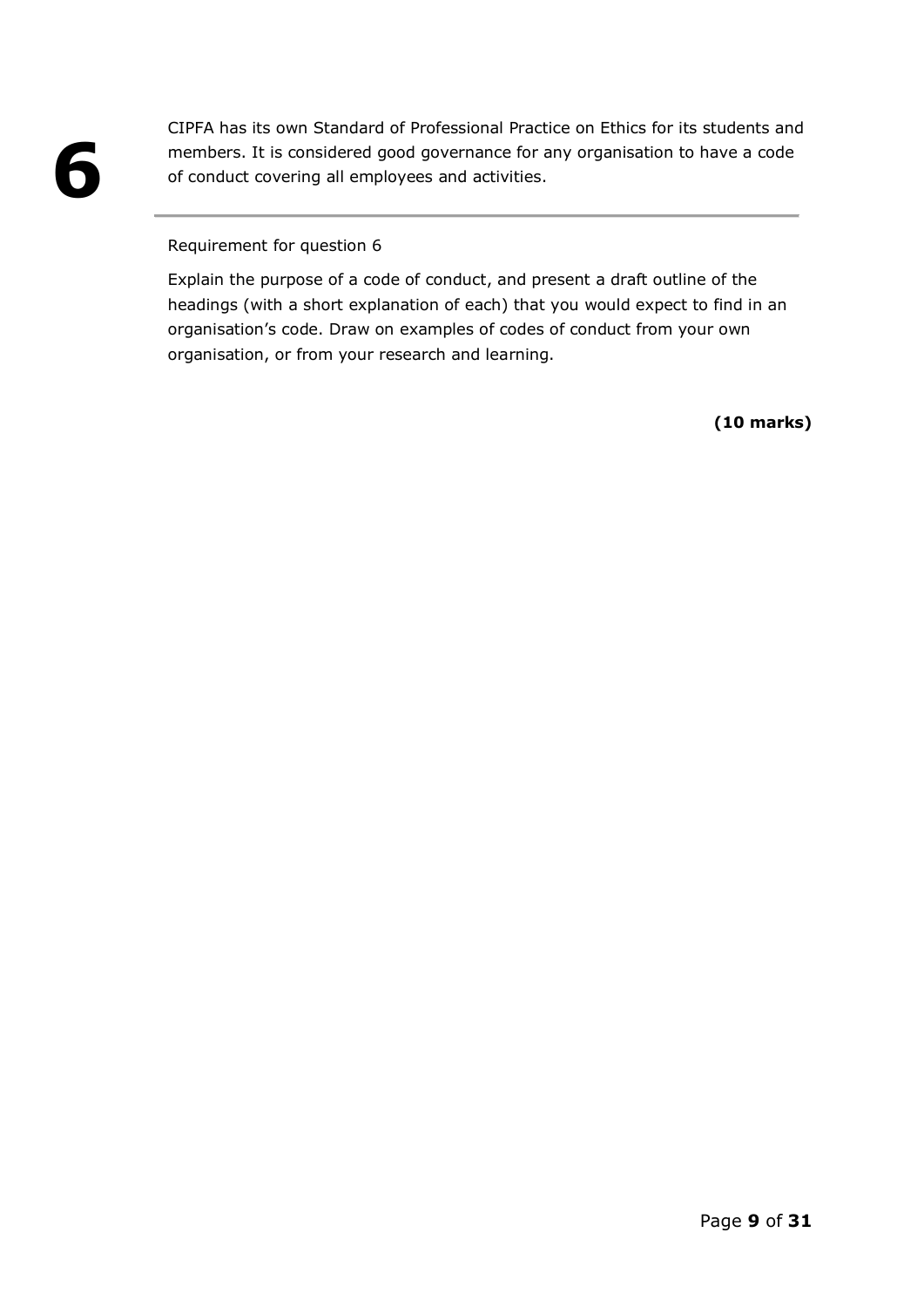# 6

CIPFA has its own Standard of Professional Practice on Ethics for its students and members. It is considered good governance for any organisation to have a code of conduct covering all employees and activities.

---

Requirement for question 6

Explain the purpose of a code of conduct, and present a draft outline of the headings (with a short explanation of each) that you would expect to find in an organisation's code. Draw on examples of codes of conduct from your own organisation, or from your research and learning.

**(10 marks)**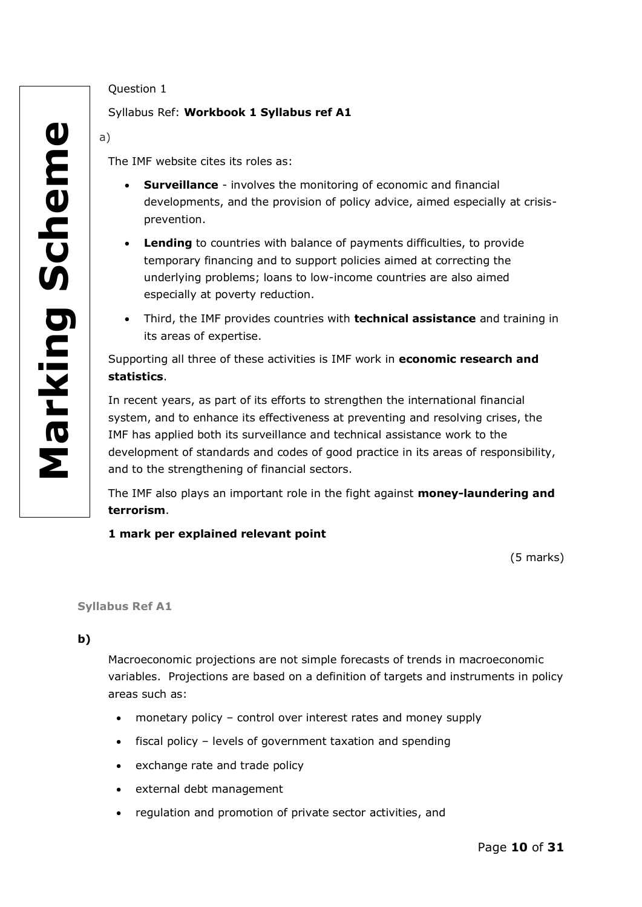**Marking Scheme**

Question 1

Syllabus Ref: **Workbook 1 Syllabus ref A1**

a)

The IMF website cites its roles as:

- **Surveillance** - involves the monitoring of economic and financial developments, and the provision of policy advice, aimed especially at crisis-prevention.
- **Lending** to countries with balance of payments difficulties, to provide temporary financing and to support policies aimed at correcting the underlying problems; loans to low-income countries are also aimed especially at poverty reduction.
- Third, the IMF provides countries with **technical assistance** and training in its areas of expertise.

Supporting all three of these activities is IMF work in **economic research and statistics**.

In recent years, as part of its efforts to strengthen the international financial system, and to enhance its effectiveness at preventing and resolving crises, the IMF has applied both its surveillance and technical assistance work to the development of standards and codes of good practice in its areas of responsibility, and to the strengthening of financial sectors.

The IMF also plays an important role in the fight against **money-laundering and terrorism**.

**1 mark per explained relevant point**

(5 marks)

**Syllabus Ref A1**

**b)**

Macroeconomic projections are not simple forecasts of trends in macroeconomic variables. Projections are based on a definition of targets and instruments in policy areas such as:

- monetary policy – control over interest rates and money supply
- fiscal policy – levels of government taxation and spending
- exchange rate and trade policy
- external debt management
- regulation and promotion of private sector activities, and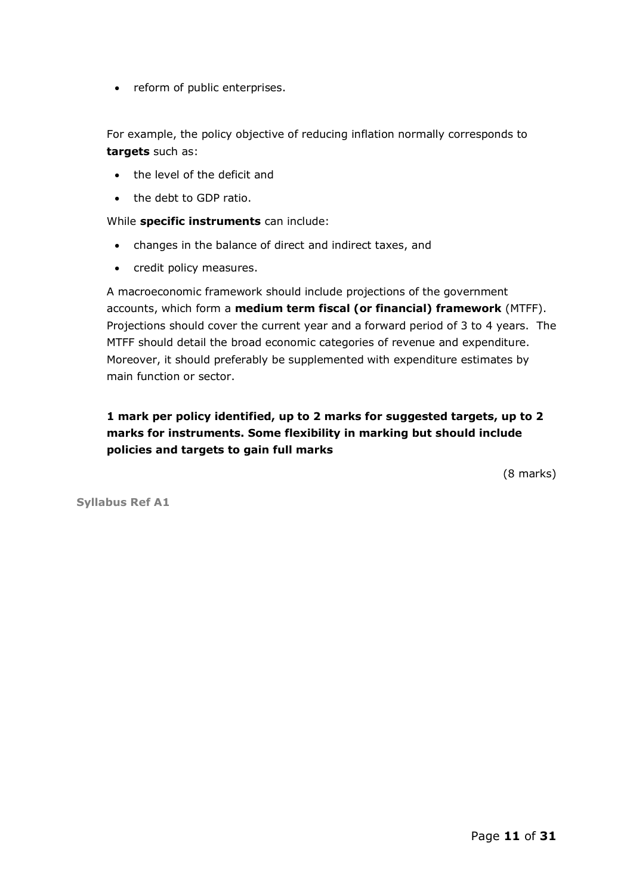- reform of public enterprises.

For example, the policy objective of reducing inflation normally corresponds to **targets** such as:

- the level of the deficit and
- the debt to GDP ratio.

While **specific instruments** can include:

- changes in the balance of direct and indirect taxes, and
- credit policy measures.

A macroeconomic framework should include projections of the government accounts, which form a **medium term fiscal (or financial) framework** (MTFF). Projections should cover the current year and a forward period of 3 to 4 years. The MTFF should detail the broad economic categories of revenue and expenditure. Moreover, it should preferably be supplemented with expenditure estimates by main function or sector.

**1 mark per policy identified, up to 2 marks for suggested targets, up to 2 marks for instruments. Some flexibility in marking but should include policies and targets to gain full marks**

(8 marks)

**Syllabus Ref A1**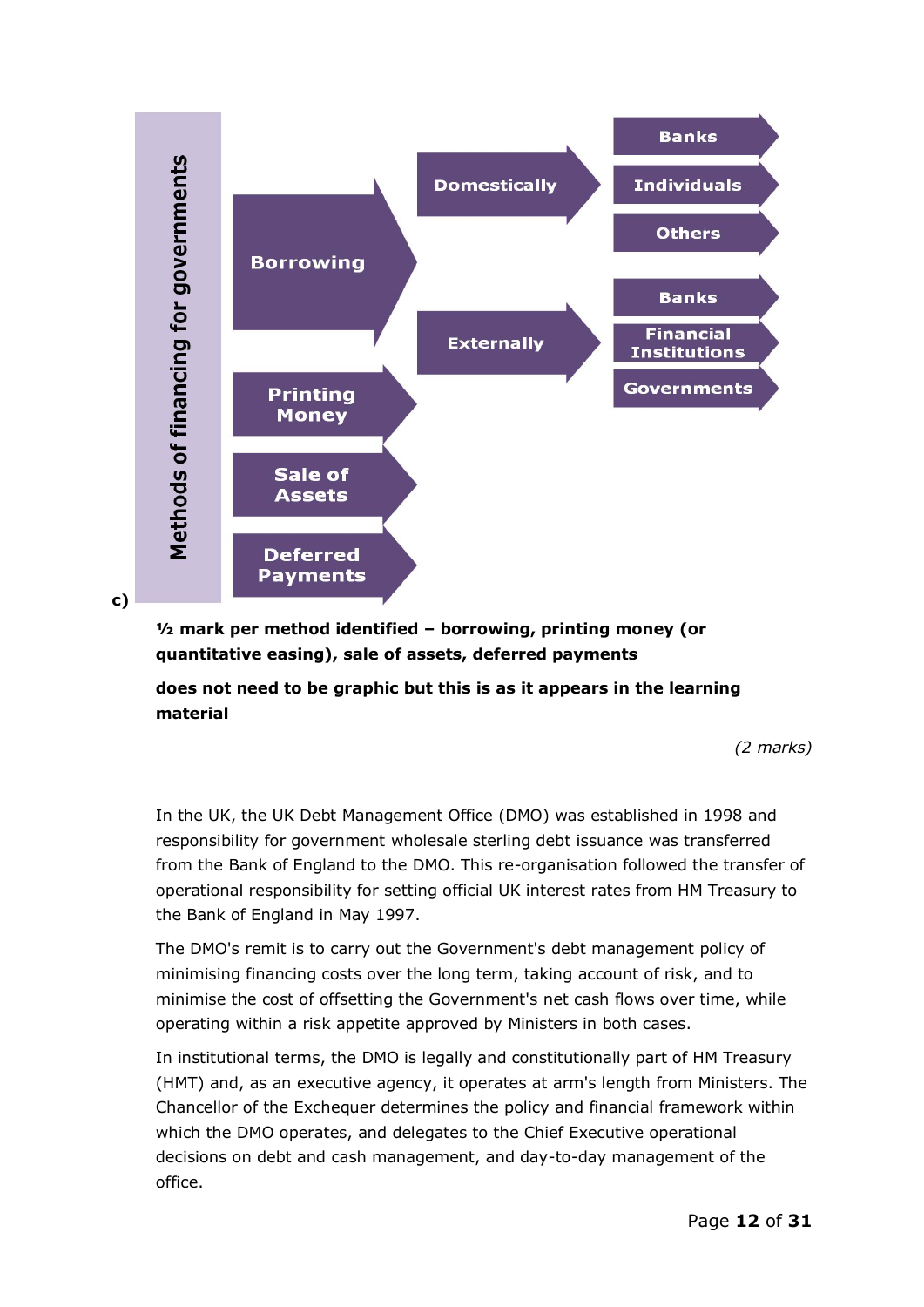c)

**Methods of financing for governments**

- **Borrowing**
  - **Domestically**
    - Banks
    - Individuals
    - Others
  - **Externally**
    - Banks
    - Financial Institutions
    - Governments
- **Printing Money**
- **Sale of Assets**
- **Deferred Payments**

**½ mark per method identified – borrowing, printing money (or quantitative easing), sale of assets, deferred payments**

**does not need to be graphic but this is as it appears in the learning material**

*(2 marks)*

In the UK, the UK Debt Management Office (DMO) was established in 1998 and responsibility for government wholesale sterling debt issuance was transferred from the Bank of England to the DMO. This re-organisation followed the transfer of operational responsibility for setting official UK interest rates from HM Treasury to the Bank of England in May 1997.

The DMO's remit is to carry out the Government's debt management policy of minimising financing costs over the long term, taking account of risk, and to minimise the cost of offsetting the Government's net cash flows over time, while operating within a risk appetite approved by Ministers in both cases.

In institutional terms, the DMO is legally and constitutionally part of HM Treasury (HMT) and, as an executive agency, it operates at arm's length from Ministers. The Chancellor of the Exchequer determines the policy and financial framework within which the DMO operates, and delegates to the Chief Executive operational decisions on debt and cash management, and day-to-day management of the office.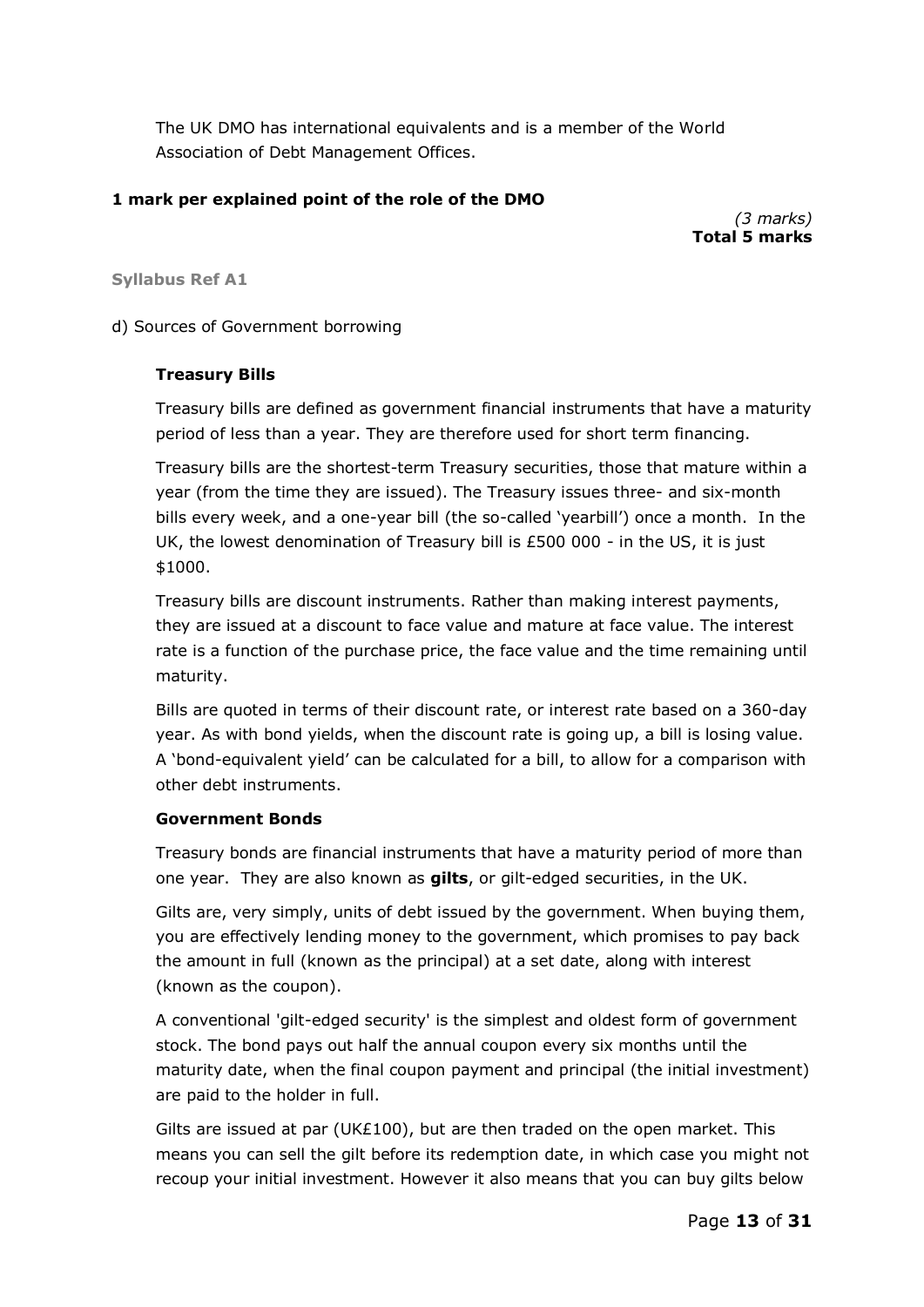The UK DMO has international equivalents and is a member of the World Association of Debt Management Offices.

**1 mark per explained point of the role of the DMO**

*(3 marks)*
**Total 5 marks**

**Syllabus Ref A1**

d) Sources of Government borrowing

**Treasury Bills**

Treasury bills are defined as government financial instruments that have a maturity period of less than a year. They are therefore used for short term financing.

Treasury bills are the shortest-term Treasury securities, those that mature within a year (from the time they are issued). The Treasury issues three- and six-month bills every week, and a one-year bill (the so-called 'yearbill') once a month. In the UK, the lowest denomination of Treasury bill is £500 000 - in the US, it is just $1000.

Treasury bills are discount instruments. Rather than making interest payments, they are issued at a discount to face value and mature at face value. The interest rate is a function of the purchase price, the face value and the time remaining until maturity.

Bills are quoted in terms of their discount rate, or interest rate based on a 360-day year. As with bond yields, when the discount rate is going up, a bill is losing value. A 'bond-equivalent yield' can be calculated for a bill, to allow for a comparison with other debt instruments.

**Government Bonds**

Treasury bonds are financial instruments that have a maturity period of more than one year. They are also known as **gilts**, or gilt-edged securities, in the UK.

Gilts are, very simply, units of debt issued by the government. When buying them, you are effectively lending money to the government, which promises to pay back the amount in full (known as the principal) at a set date, along with interest (known as the coupon).

A conventional 'gilt-edged security' is the simplest and oldest form of government stock. The bond pays out half the annual coupon every six months until the maturity date, when the final coupon payment and principal (the initial investment) are paid to the holder in full.

Gilts are issued at par (UK£100), but are then traded on the open market. This means you can sell the gilt before its redemption date, in which case you might not recoup your initial investment. However it also means that you can buy gilts below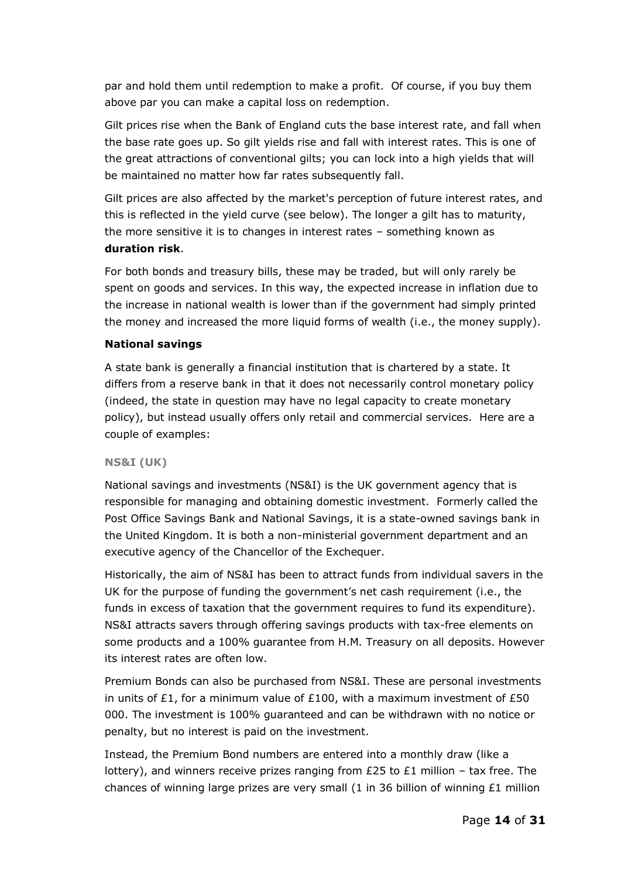par and hold them until redemption to make a profit. Of course, if you buy them above par you can make a capital loss on redemption.

Gilt prices rise when the Bank of England cuts the base interest rate, and fall when the base rate goes up. So gilt yields rise and fall with interest rates. This is one of the great attractions of conventional gilts; you can lock into a high yields that will be maintained no matter how far rates subsequently fall.

Gilt prices are also affected by the market's perception of future interest rates, and this is reflected in the yield curve (see below). The longer a gilt has to maturity, the more sensitive it is to changes in interest rates – something known as **duration risk**.

For both bonds and treasury bills, these may be traded, but will only rarely be spent on goods and services. In this way, the expected increase in inflation due to the increase in national wealth is lower than if the government had simply printed the money and increased the more liquid forms of wealth (i.e., the money supply).

### National savings

A state bank is generally a financial institution that is chartered by a state. It differs from a reserve bank in that it does not necessarily control monetary policy (indeed, the state in question may have no legal capacity to create monetary policy), but instead usually offers only retail and commercial services. Here are a couple of examples:

#### NS&I (UK)

National savings and investments (NS&I) is the UK government agency that is responsible for managing and obtaining domestic investment. Formerly called the Post Office Savings Bank and National Savings, it is a state-owned savings bank in the United Kingdom. It is both a non-ministerial government department and an executive agency of the Chancellor of the Exchequer.

Historically, the aim of NS&I has been to attract funds from individual savers in the UK for the purpose of funding the government's net cash requirement (i.e., the funds in excess of taxation that the government requires to fund its expenditure). NS&I attracts savers through offering savings products with tax-free elements on some products and a 100% guarantee from H.M. Treasury on all deposits. However its interest rates are often low.

Premium Bonds can also be purchased from NS&I. These are personal investments in units of £1, for a minimum value of £100, with a maximum investment of £50 000. The investment is 100% guaranteed and can be withdrawn with no notice or penalty, but no interest is paid on the investment.

Instead, the Premium Bond numbers are entered into a monthly draw (like a lottery), and winners receive prizes ranging from £25 to £1 million – tax free. The chances of winning large prizes are very small (1 in 36 billion of winning £1 million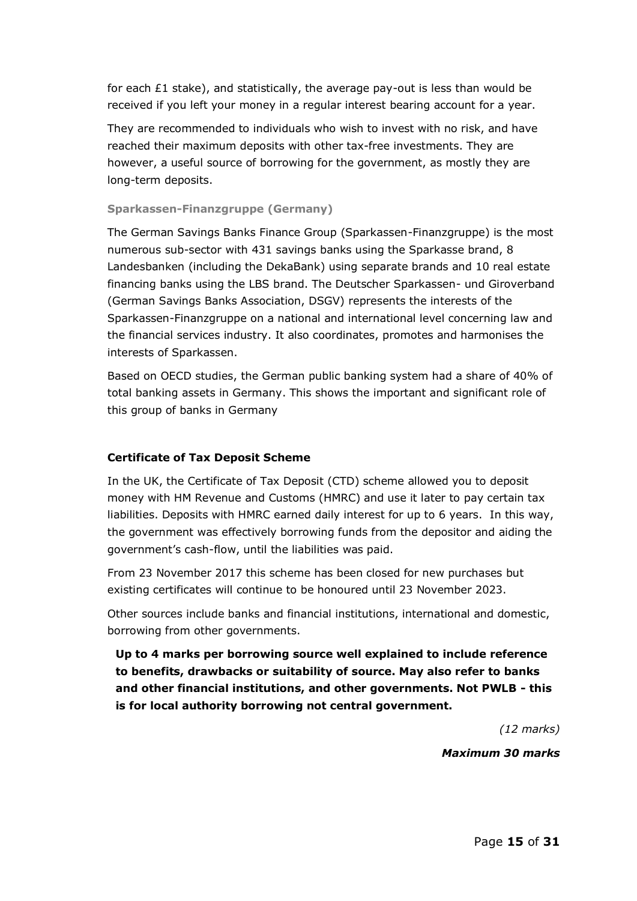for each £1 stake), and statistically, the average pay-out is less than would be received if you left your money in a regular interest bearing account for a year.

They are recommended to individuals who wish to invest with no risk, and have reached their maximum deposits with other tax-free investments. They are however, a useful source of borrowing for the government, as mostly they are long-term deposits.

#### Sparkassen-Finanzgruppe (Germany)

The German Savings Banks Finance Group (Sparkassen-Finanzgruppe) is the most numerous sub-sector with 431 savings banks using the Sparkasse brand, 8 Landesbanken (including the DekaBank) using separate brands and 10 real estate financing banks using the LBS brand. The Deutscher Sparkassen- und Giroverband (German Savings Banks Association, DSGV) represents the interests of the Sparkassen-Finanzgruppe on a national and international level concerning law and the financial services industry. It also coordinates, promotes and harmonises the interests of Sparkassen.

Based on OECD studies, the German public banking system had a share of 40% of total banking assets in Germany. This shows the important and significant role of this group of banks in Germany

#### Certificate of Tax Deposit Scheme

In the UK, the Certificate of Tax Deposit (CTD) scheme allowed you to deposit money with HM Revenue and Customs (HMRC) and use it later to pay certain tax liabilities. Deposits with HMRC earned daily interest for up to 6 years. In this way, the government was effectively borrowing funds from the depositor and aiding the government's cash-flow, until the liabilities was paid.

From 23 November 2017 this scheme has been closed for new purchases but existing certificates will continue to be honoured until 23 November 2023.

Other sources include banks and financial institutions, international and domestic, borrowing from other governments.

**Up to 4 marks per borrowing source well explained to include reference to benefits, drawbacks or suitability of source. May also refer to banks and other financial institutions, and other governments. Not PWLB - this is for local authority borrowing not central government.**

*(12 marks)*

***Maximum 30 marks***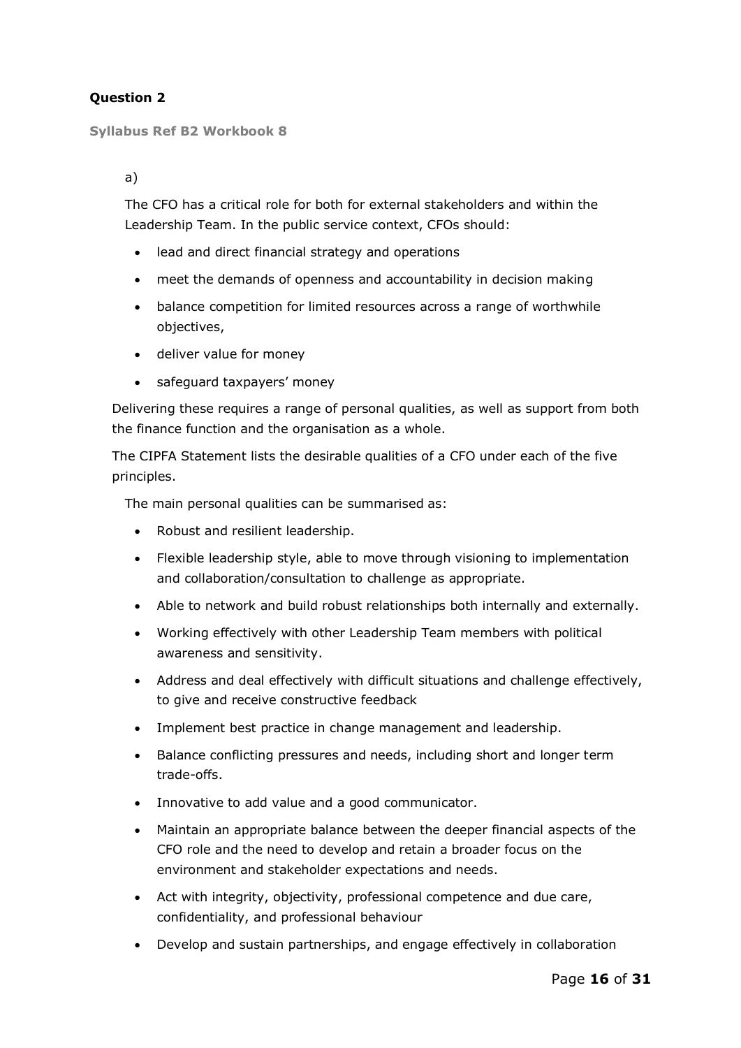**Question 2**

**Syllabus Ref B2 Workbook 8**

a)

The CFO has a critical role for both for external stakeholders and within the Leadership Team. In the public service context, CFOs should:

- lead and direct financial strategy and operations
- meet the demands of openness and accountability in decision making
- balance competition for limited resources across a range of worthwhile objectives,
- deliver value for money
- safeguard taxpayers' money

Delivering these requires a range of personal qualities, as well as support from both the finance function and the organisation as a whole.

The CIPFA Statement lists the desirable qualities of a CFO under each of the five principles.

The main personal qualities can be summarised as:

- Robust and resilient leadership.
- Flexible leadership style, able to move through visioning to implementation and collaboration/consultation to challenge as appropriate.
- Able to network and build robust relationships both internally and externally.
- Working effectively with other Leadership Team members with political awareness and sensitivity.
- Address and deal effectively with difficult situations and challenge effectively, to give and receive constructive feedback
- Implement best practice in change management and leadership.
- Balance conflicting pressures and needs, including short and longer term trade-offs.
- Innovative to add value and a good communicator.
- Maintain an appropriate balance between the deeper financial aspects of the CFO role and the need to develop and retain a broader focus on the environment and stakeholder expectations and needs.
- Act with integrity, objectivity, professional competence and due care, confidentiality, and professional behaviour
- Develop and sustain partnerships, and engage effectively in collaboration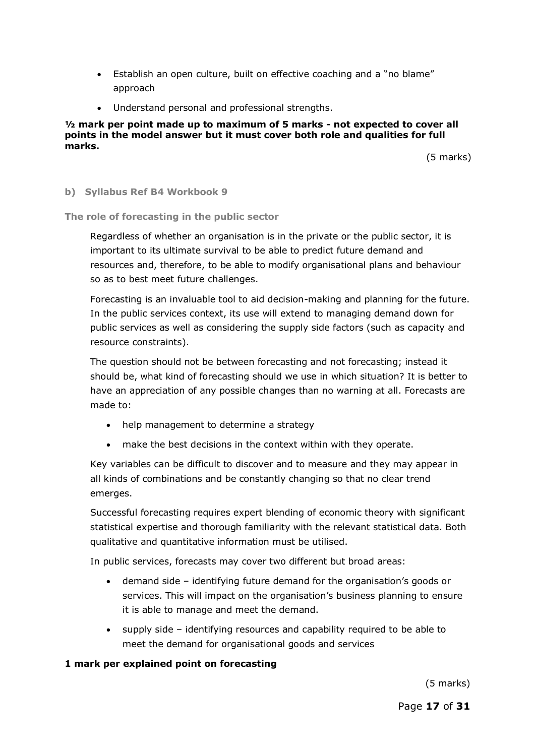- Establish an open culture, built on effective coaching and a "no blame" approach
- Understand personal and professional strengths.

**½ mark per point made up to maximum of 5 marks - not expected to cover all points in the model answer but it must cover both role and qualities for full marks.**

(5 marks)

### b) Syllabus Ref B4 Workbook 9

**The role of forecasting in the public sector**

Regardless of whether an organisation is in the private or the public sector, it is important to its ultimate survival to be able to predict future demand and resources and, therefore, to be able to modify organisational plans and behaviour so as to best meet future challenges.

Forecasting is an invaluable tool to aid decision-making and planning for the future. In the public services context, its use will extend to managing demand down for public services as well as considering the supply side factors (such as capacity and resource constraints).

The question should not be between forecasting and not forecasting; instead it should be, what kind of forecasting should we use in which situation? It is better to have an appreciation of any possible changes than no warning at all. Forecasts are made to:

- help management to determine a strategy
- make the best decisions in the context within with they operate.

Key variables can be difficult to discover and to measure and they may appear in all kinds of combinations and be constantly changing so that no clear trend emerges.

Successful forecasting requires expert blending of economic theory with significant statistical expertise and thorough familiarity with the relevant statistical data. Both qualitative and quantitative information must be utilised.

In public services, forecasts may cover two different but broad areas:

- demand side – identifying future demand for the organisation's goods or services. This will impact on the organisation's business planning to ensure it is able to manage and meet the demand.
- supply side – identifying resources and capability required to be able to meet the demand for organisational goods and services

**1 mark per explained point on forecasting**

(5 marks)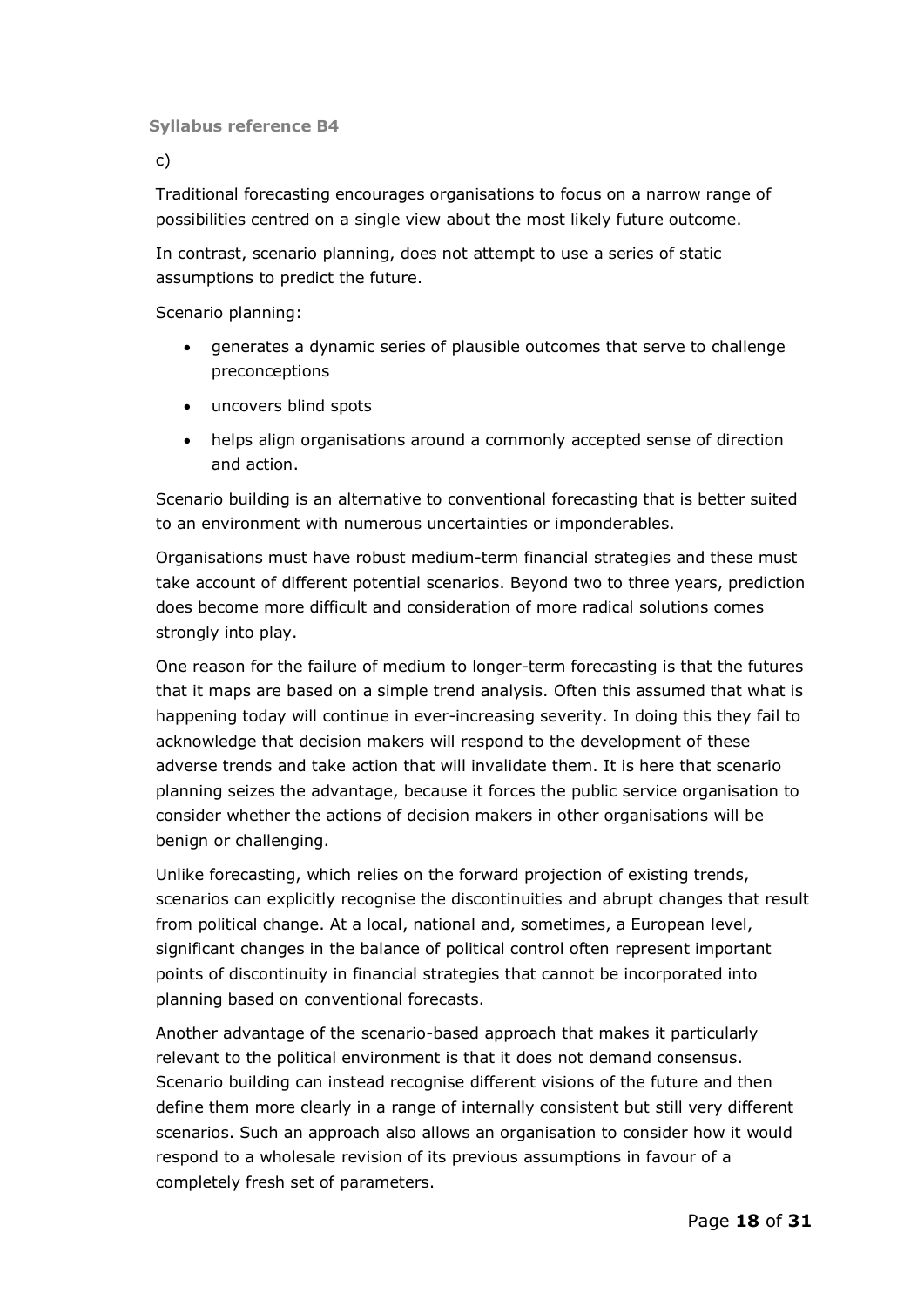**Syllabus reference B4**

c)

Traditional forecasting encourages organisations to focus on a narrow range of possibilities centred on a single view about the most likely future outcome.

In contrast, scenario planning, does not attempt to use a series of static assumptions to predict the future.

Scenario planning:

- generates a dynamic series of plausible outcomes that serve to challenge preconceptions
- uncovers blind spots
- helps align organisations around a commonly accepted sense of direction and action.

Scenario building is an alternative to conventional forecasting that is better suited to an environment with numerous uncertainties or imponderables.

Organisations must have robust medium-term financial strategies and these must take account of different potential scenarios. Beyond two to three years, prediction does become more difficult and consideration of more radical solutions comes strongly into play.

One reason for the failure of medium to longer-term forecasting is that the futures that it maps are based on a simple trend analysis. Often this assumed that what is happening today will continue in ever-increasing severity. In doing this they fail to acknowledge that decision makers will respond to the development of these adverse trends and take action that will invalidate them. It is here that scenario planning seizes the advantage, because it forces the public service organisation to consider whether the actions of decision makers in other organisations will be benign or challenging.

Unlike forecasting, which relies on the forward projection of existing trends, scenarios can explicitly recognise the discontinuities and abrupt changes that result from political change. At a local, national and, sometimes, a European level, significant changes in the balance of political control often represent important points of discontinuity in financial strategies that cannot be incorporated into planning based on conventional forecasts.

Another advantage of the scenario-based approach that makes it particularly relevant to the political environment is that it does not demand consensus. Scenario building can instead recognise different visions of the future and then define them more clearly in a range of internally consistent but still very different scenarios. Such an approach also allows an organisation to consider how it would respond to a wholesale revision of its previous assumptions in favour of a completely fresh set of parameters.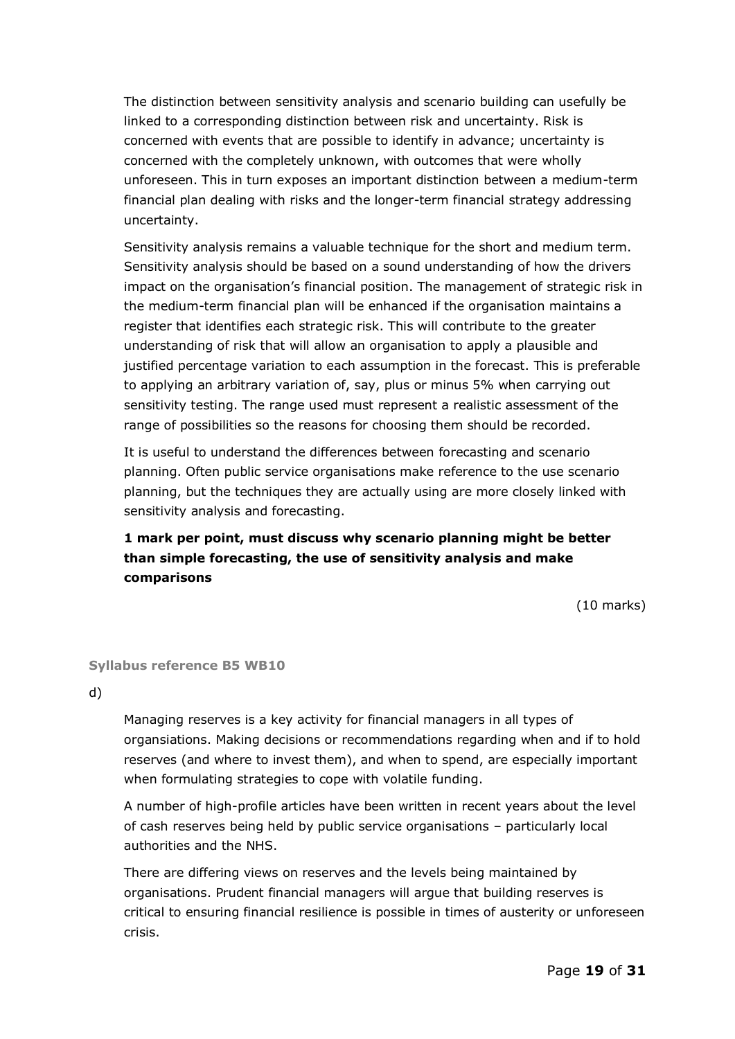The distinction between sensitivity analysis and scenario building can usefully be linked to a corresponding distinction between risk and uncertainty. Risk is concerned with events that are possible to identify in advance; uncertainty is concerned with the completely unknown, with outcomes that were wholly unforeseen. This in turn exposes an important distinction between a medium-term financial plan dealing with risks and the longer-term financial strategy addressing uncertainty.

Sensitivity analysis remains a valuable technique for the short and medium term. Sensitivity analysis should be based on a sound understanding of how the drivers impact on the organisation's financial position. The management of strategic risk in the medium-term financial plan will be enhanced if the organisation maintains a register that identifies each strategic risk. This will contribute to the greater understanding of risk that will allow an organisation to apply a plausible and justified percentage variation to each assumption in the forecast. This is preferable to applying an arbitrary variation of, say, plus or minus 5% when carrying out sensitivity testing. The range used must represent a realistic assessment of the range of possibilities so the reasons for choosing them should be recorded.

It is useful to understand the differences between forecasting and scenario planning. Often public service organisations make reference to the use scenario planning, but the techniques they are actually using are more closely linked with sensitivity analysis and forecasting.

**1 mark per point, must discuss why scenario planning might be better than simple forecasting, the use of sensitivity analysis and make comparisons**

(10 marks)

**Syllabus reference B5 WB10**

d)

Managing reserves is a key activity for financial managers in all types of organsiations. Making decisions or recommendations regarding when and if to hold reserves (and where to invest them), and when to spend, are especially important when formulating strategies to cope with volatile funding.

A number of high-profile articles have been written in recent years about the level of cash reserves being held by public service organisations – particularly local authorities and the NHS.

There are differing views on reserves and the levels being maintained by organisations. Prudent financial managers will argue that building reserves is critical to ensuring financial resilience is possible in times of austerity or unforeseen crisis.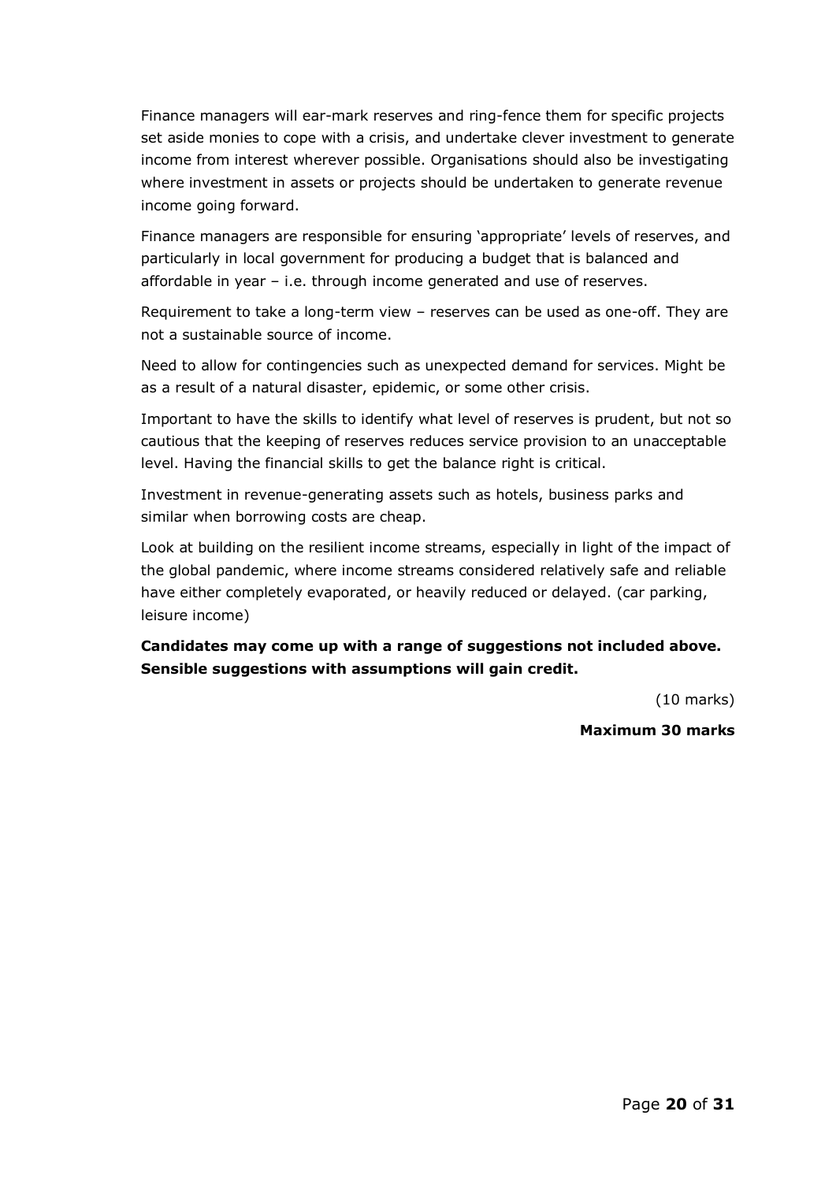Finance managers will ear-mark reserves and ring-fence them for specific projects set aside monies to cope with a crisis, and undertake clever investment to generate income from interest wherever possible. Organisations should also be investigating where investment in assets or projects should be undertaken to generate revenue income going forward.

Finance managers are responsible for ensuring 'appropriate' levels of reserves, and particularly in local government for producing a budget that is balanced and affordable in year – i.e. through income generated and use of reserves.

Requirement to take a long-term view – reserves can be used as one-off. They are not a sustainable source of income.

Need to allow for contingencies such as unexpected demand for services. Might be as a result of a natural disaster, epidemic, or some other crisis.

Important to have the skills to identify what level of reserves is prudent, but not so cautious that the keeping of reserves reduces service provision to an unacceptable level. Having the financial skills to get the balance right is critical.

Investment in revenue-generating assets such as hotels, business parks and similar when borrowing costs are cheap.

Look at building on the resilient income streams, especially in light of the impact of the global pandemic, where income streams considered relatively safe and reliable have either completely evaporated, or heavily reduced or delayed. (car parking, leisure income)

**Candidates may come up with a range of suggestions not included above. Sensible suggestions with assumptions will gain credit.**

(10 marks)

**Maximum 30 marks**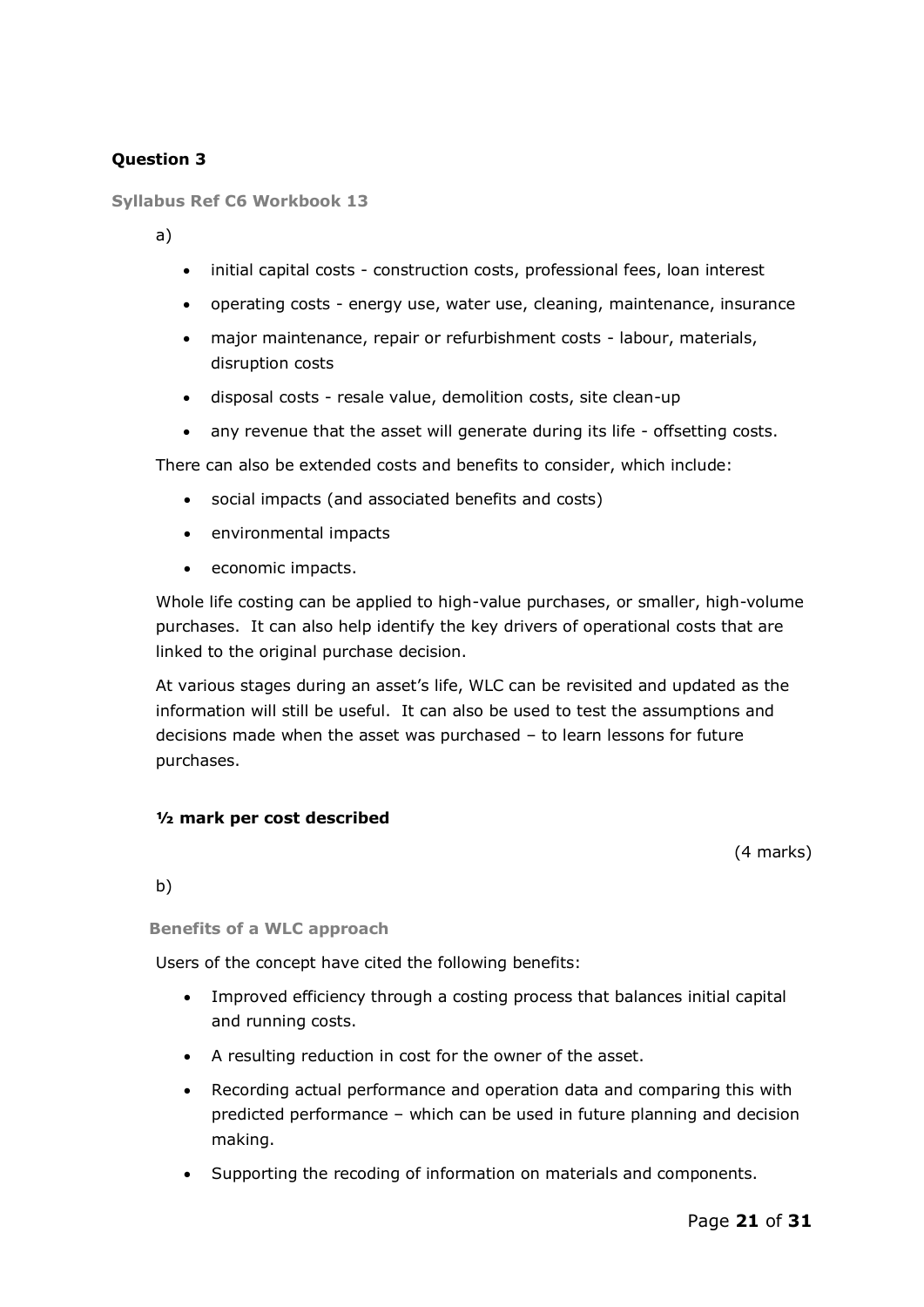**Question 3**

**Syllabus Ref C6 Workbook 13**

a)

- initial capital costs - construction costs, professional fees, loan interest
- operating costs - energy use, water use, cleaning, maintenance, insurance
- major maintenance, repair or refurbishment costs - labour, materials, disruption costs
- disposal costs - resale value, demolition costs, site clean-up
- any revenue that the asset will generate during its life - offsetting costs.

There can also be extended costs and benefits to consider, which include:

- social impacts (and associated benefits and costs)
- environmental impacts
- economic impacts.

Whole life costing can be applied to high-value purchases, or smaller, high-volume purchases. It can also help identify the key drivers of operational costs that are linked to the original purchase decision.

At various stages during an asset's life, WLC can be revisited and updated as the information will still be useful. It can also be used to test the assumptions and decisions made when the asset was purchased – to learn lessons for future purchases.

**½ mark per cost described**

(4 marks)

b)

**Benefits of a WLC approach**

Users of the concept have cited the following benefits:

- Improved efficiency through a costing process that balances initial capital and running costs.
- A resulting reduction in cost for the owner of the asset.
- Recording actual performance and operation data and comparing this with predicted performance – which can be used in future planning and decision making.
- Supporting the recoding of information on materials and components.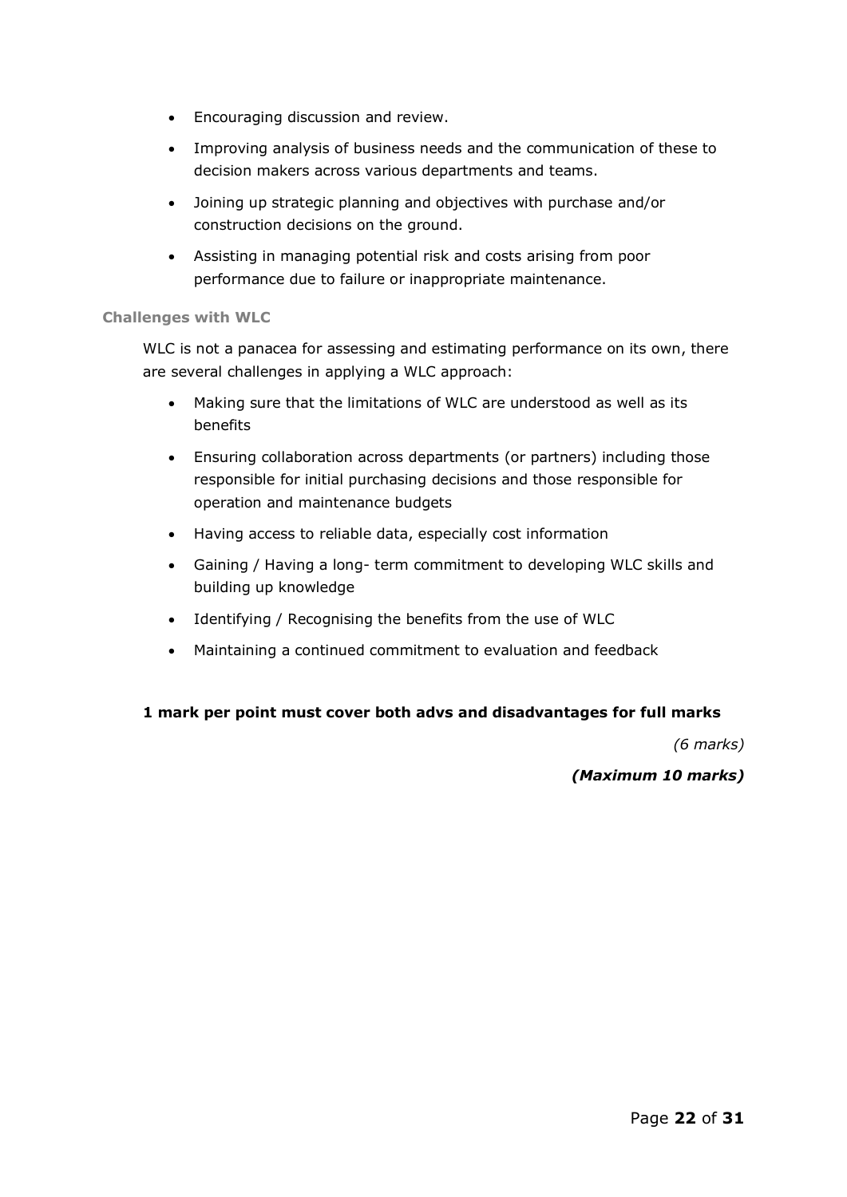- Encouraging discussion and review.
- Improving analysis of business needs and the communication of these to decision makers across various departments and teams.
- Joining up strategic planning and objectives with purchase and/or construction decisions on the ground.
- Assisting in managing potential risk and costs arising from poor performance due to failure or inappropriate maintenance.

### Challenges with WLC

WLC is not a panacea for assessing and estimating performance on its own, there are several challenges in applying a WLC approach:

- Making sure that the limitations of WLC are understood as well as its benefits
- Ensuring collaboration across departments (or partners) including those responsible for initial purchasing decisions and those responsible for operation and maintenance budgets
- Having access to reliable data, especially cost information
- Gaining / Having a long- term commitment to developing WLC skills and building up knowledge
- Identifying / Recognising the benefits from the use of WLC
- Maintaining a continued commitment to evaluation and feedback

**1 mark per point must cover both advs and disadvantages for full marks**

*(6 marks)*

***(Maximum 10 marks)***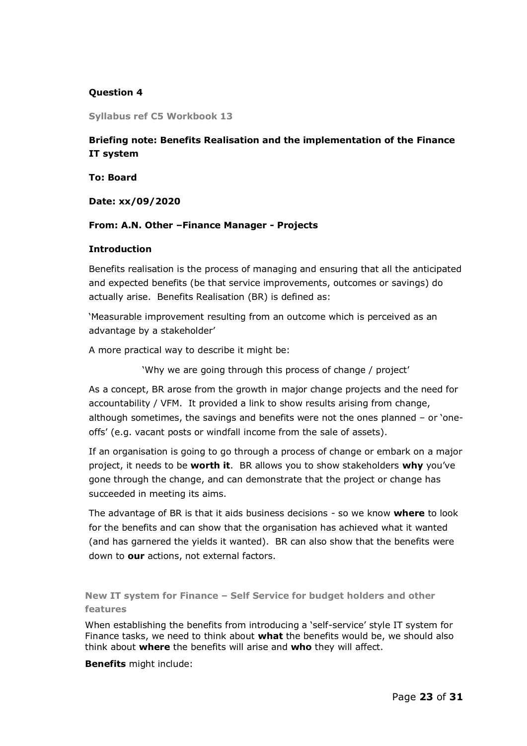**Question 4**

**Syllabus ref C5 Workbook 13**

**Briefing note: Benefits Realisation and the implementation of the Finance IT system**

**To: Board**

**Date: xx/09/2020**

**From: A.N. Other –Finance Manager - Projects**

**Introduction**

Benefits realisation is the process of managing and ensuring that all the anticipated and expected benefits (be that service improvements, outcomes or savings) do actually arise. Benefits Realisation (BR) is defined as:

'Measurable improvement resulting from an outcome which is perceived as an advantage by a stakeholder'

A more practical way to describe it might be:

'Why we are going through this process of change / project'

As a concept, BR arose from the growth in major change projects and the need for accountability / VFM. It provided a link to show results arising from change, although sometimes, the savings and benefits were not the ones planned – or 'one-offs' (e.g. vacant posts or windfall income from the sale of assets).

If an organisation is going to go through a process of change or embark on a major project, it needs to be **worth it**. BR allows you to show stakeholders **why** you've gone through the change, and can demonstrate that the project or change has succeeded in meeting its aims.

The advantage of BR is that it aids business decisions - so we know **where** to look for the benefits and can show that the organisation has achieved what it wanted (and has garnered the yields it wanted). BR can also show that the benefits were down to **our** actions, not external factors.

**New IT system for Finance – Self Service for budget holders and other features**

When establishing the benefits from introducing a 'self-service' style IT system for Finance tasks, we need to think about **what** the benefits would be, we should also think about **where** the benefits will arise and **who** they will affect.

**Benefits** might include: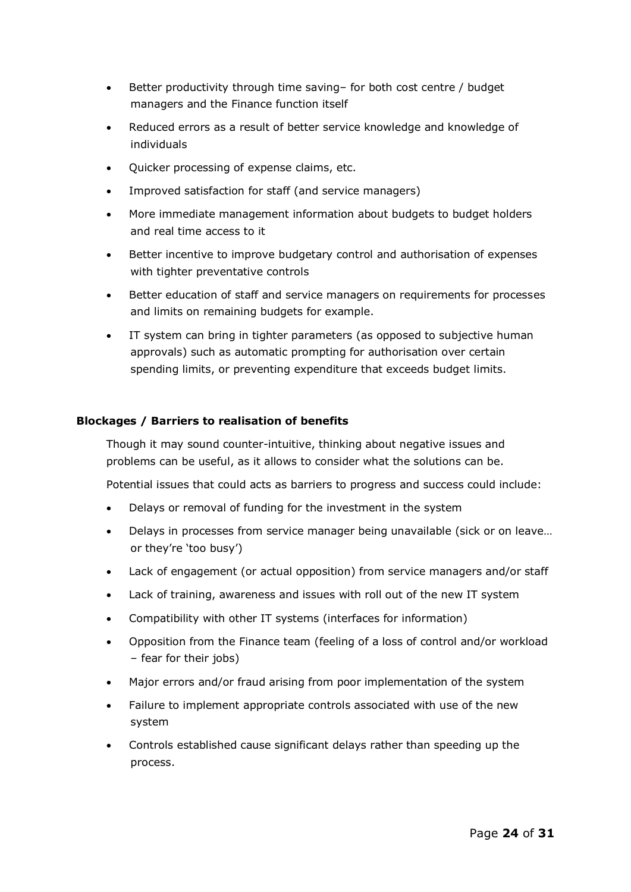- Better productivity through time saving– for both cost centre / budget managers and the Finance function itself
- Reduced errors as a result of better service knowledge and knowledge of individuals
- Quicker processing of expense claims, etc.
- Improved satisfaction for staff (and service managers)
- More immediate management information about budgets to budget holders and real time access to it
- Better incentive to improve budgetary control and authorisation of expenses with tighter preventative controls
- Better education of staff and service managers on requirements for processes and limits on remaining budgets for example.
- IT system can bring in tighter parameters (as opposed to subjective human approvals) such as automatic prompting for authorisation over certain spending limits, or preventing expenditure that exceeds budget limits.

**Blockages / Barriers to realisation of benefits**

Though it may sound counter-intuitive, thinking about negative issues and problems can be useful, as it allows to consider what the solutions can be.

Potential issues that could acts as barriers to progress and success could include:

- Delays or removal of funding for the investment in the system
- Delays in processes from service manager being unavailable (sick or on leave… or they're 'too busy')
- Lack of engagement (or actual opposition) from service managers and/or staff
- Lack of training, awareness and issues with roll out of the new IT system
- Compatibility with other IT systems (interfaces for information)
- Opposition from the Finance team (feeling of a loss of control and/or workload – fear for their jobs)
- Major errors and/or fraud arising from poor implementation of the system
- Failure to implement appropriate controls associated with use of the new system
- Controls established cause significant delays rather than speeding up the process.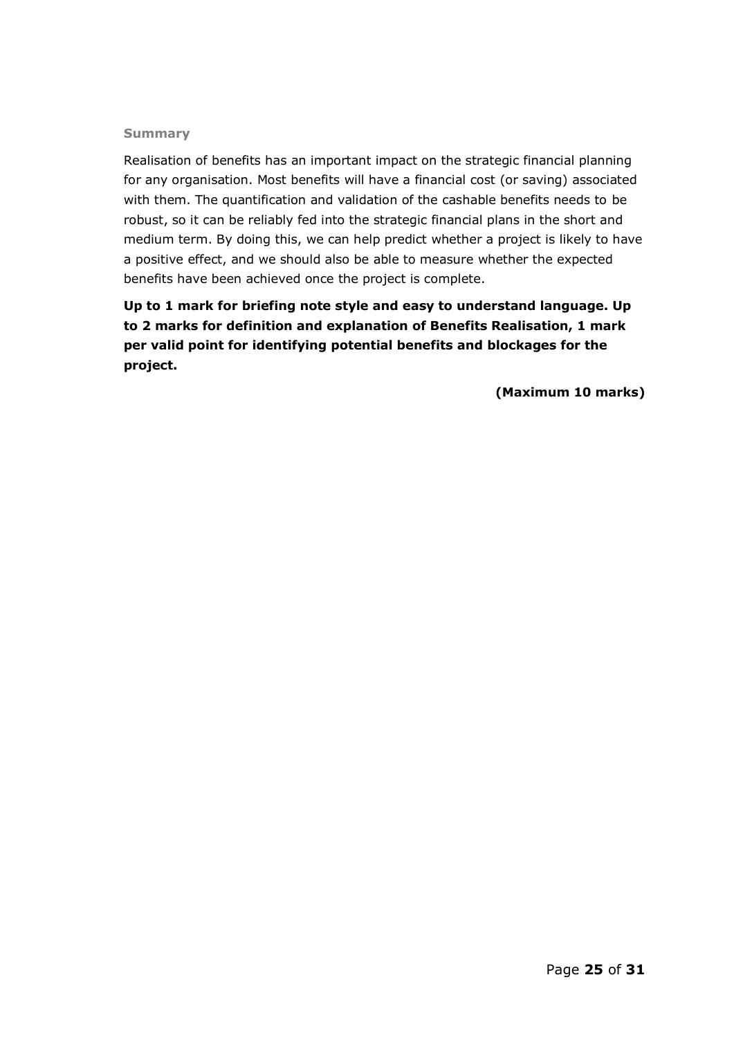### Summary

Realisation of benefits has an important impact on the strategic financial planning for any organisation. Most benefits will have a financial cost (or saving) associated with them. The quantification and validation of the cashable benefits needs to be robust, so it can be reliably fed into the strategic financial plans in the short and medium term. By doing this, we can help predict whether a project is likely to have a positive effect, and we should also be able to measure whether the expected benefits have been achieved once the project is complete.

**Up to 1 mark for briefing note style and easy to understand language. Up to 2 marks for definition and explanation of Benefits Realisation, 1 mark per valid point for identifying potential benefits and blockages for the project.**

**(Maximum 10 marks)**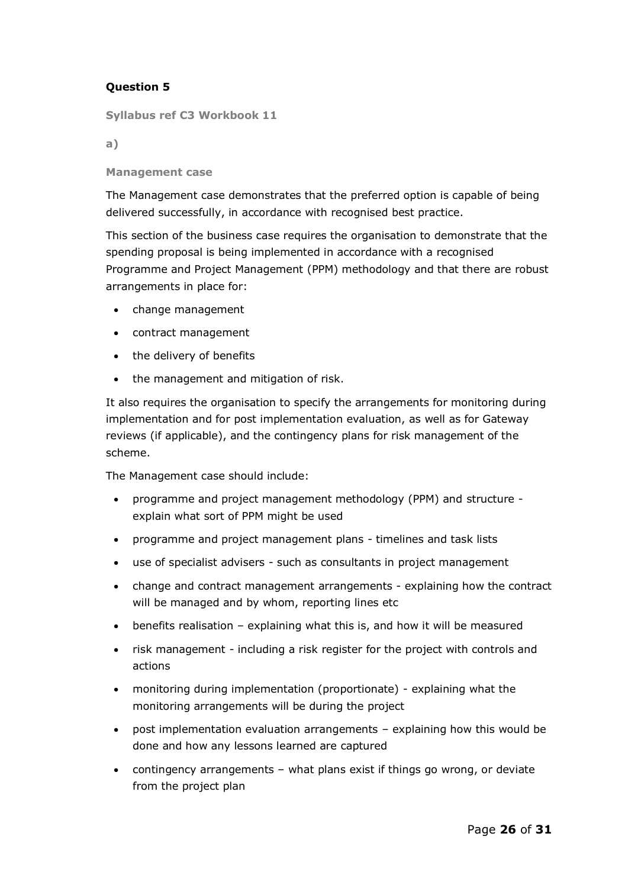## Question 5

**Syllabus ref C3 Workbook 11**

**a)**

**Management case**

The Management case demonstrates that the preferred option is capable of being delivered successfully, in accordance with recognised best practice.

This section of the business case requires the organisation to demonstrate that the spending proposal is being implemented in accordance with a recognised Programme and Project Management (PPM) methodology and that there are robust arrangements in place for:

- change management
- contract management
- the delivery of benefits
- the management and mitigation of risk.

It also requires the organisation to specify the arrangements for monitoring during implementation and for post implementation evaluation, as well as for Gateway reviews (if applicable), and the contingency plans for risk management of the scheme.

The Management case should include:

- programme and project management methodology (PPM) and structure - explain what sort of PPM might be used
- programme and project management plans - timelines and task lists
- use of specialist advisers - such as consultants in project management
- change and contract management arrangements - explaining how the contract will be managed and by whom, reporting lines etc
- benefits realisation – explaining what this is, and how it will be measured
- risk management - including a risk register for the project with controls and actions
- monitoring during implementation (proportionate) - explaining what the monitoring arrangements will be during the project
- post implementation evaluation arrangements – explaining how this would be done and how any lessons learned are captured
- contingency arrangements – what plans exist if things go wrong, or deviate from the project plan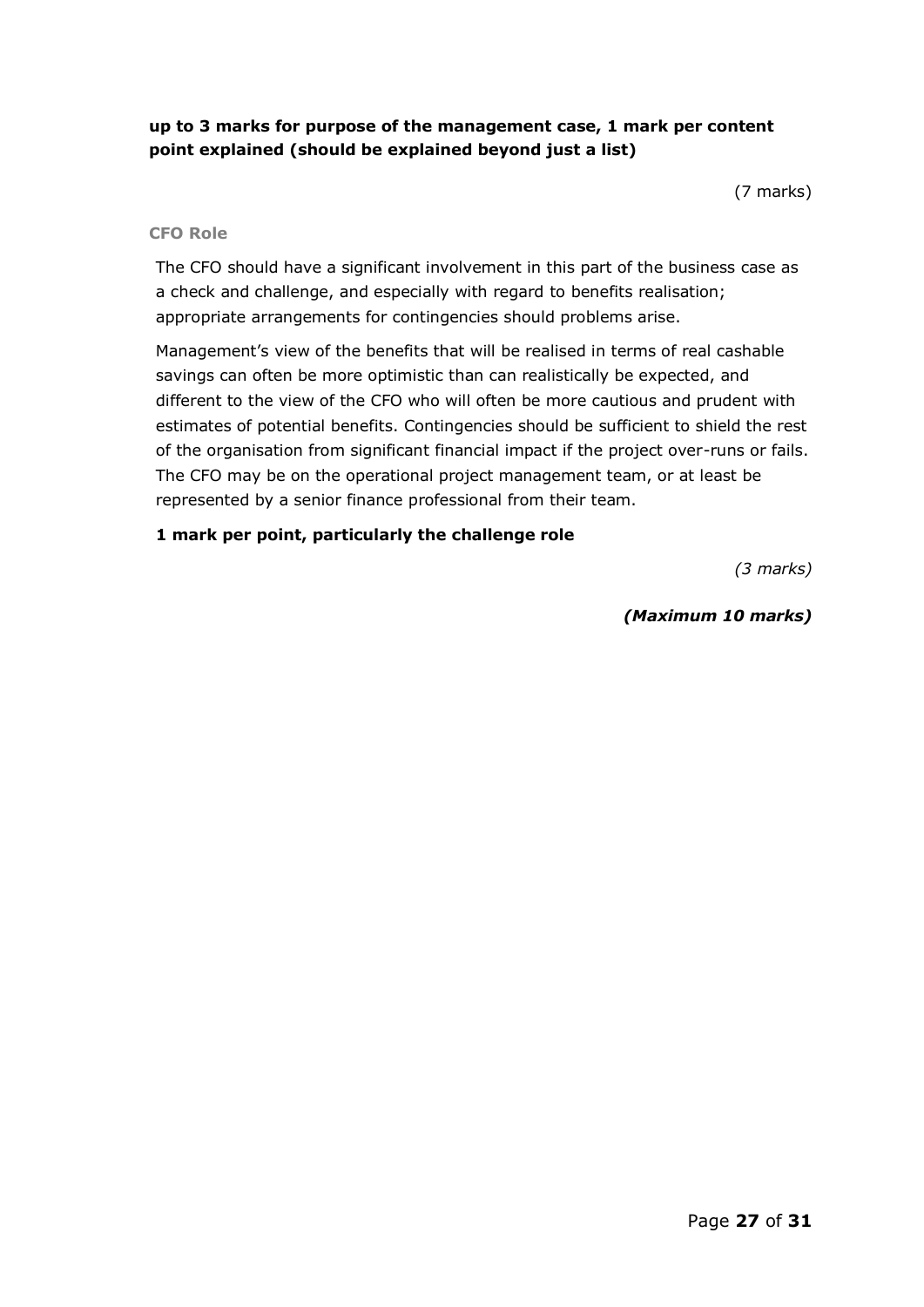**up to 3 marks for purpose of the management case, 1 mark per content point explained (should be explained beyond just a list)**

(7 marks)

### CFO Role

The CFO should have a significant involvement in this part of the business case as a check and challenge, and especially with regard to benefits realisation; appropriate arrangements for contingencies should problems arise.

Management's view of the benefits that will be realised in terms of real cashable savings can often be more optimistic than can realistically be expected, and different to the view of the CFO who will often be more cautious and prudent with estimates of potential benefits. Contingencies should be sufficient to shield the rest of the organisation from significant financial impact if the project over-runs or fails. The CFO may be on the operational project management team, or at least be represented by a senior finance professional from their team.

**1 mark per point, particularly the challenge role**

*(3 marks)*

***(Maximum 10 marks)***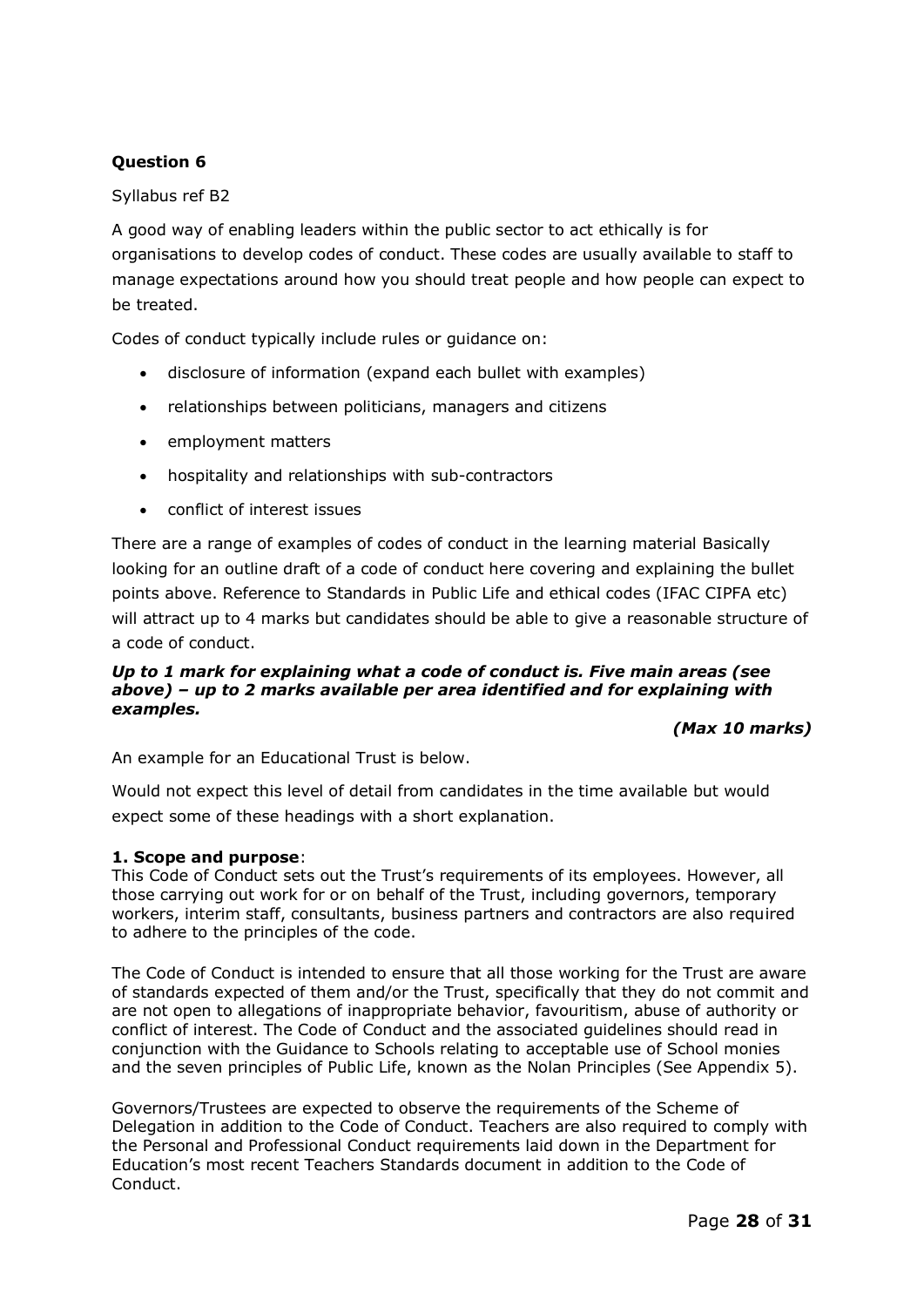**Question 6**

Syllabus ref B2

A good way of enabling leaders within the public sector to act ethically is for organisations to develop codes of conduct. These codes are usually available to staff to manage expectations around how you should treat people and how people can expect to be treated.

Codes of conduct typically include rules or guidance on:

- disclosure of information (expand each bullet with examples)
- relationships between politicians, managers and citizens
- employment matters
- hospitality and relationships with sub-contractors
- conflict of interest issues

There are a range of examples of codes of conduct in the learning material Basically looking for an outline draft of a code of conduct here covering and explaining the bullet points above. Reference to Standards in Public Life and ethical codes (IFAC CIPFA etc) will attract up to 4 marks but candidates should be able to give a reasonable structure of a code of conduct.

***Up to 1 mark for explaining what a code of conduct is. Five main areas (see above) – up to 2 marks available per area identified and for explaining with examples.***

***(Max 10 marks)***

An example for an Educational Trust is below.

Would not expect this level of detail from candidates in the time available but would expect some of these headings with a short explanation.

**1. Scope and purpose**:
This Code of Conduct sets out the Trust's requirements of its employees. However, all those carrying out work for or on behalf of the Trust, including governors, temporary workers, interim staff, consultants, business partners and contractors are also required to adhere to the principles of the code.

The Code of Conduct is intended to ensure that all those working for the Trust are aware of standards expected of them and/or the Trust, specifically that they do not commit and are not open to allegations of inappropriate behavior, favouritism, abuse of authority or conflict of interest. The Code of Conduct and the associated guidelines should read in conjunction with the Guidance to Schools relating to acceptable use of School monies and the seven principles of Public Life, known as the Nolan Principles (See Appendix 5).

Governors/Trustees are expected to observe the requirements of the Scheme of Delegation in addition to the Code of Conduct. Teachers are also required to comply with the Personal and Professional Conduct requirements laid down in the Department for Education's most recent Teachers Standards document in addition to the Code of Conduct.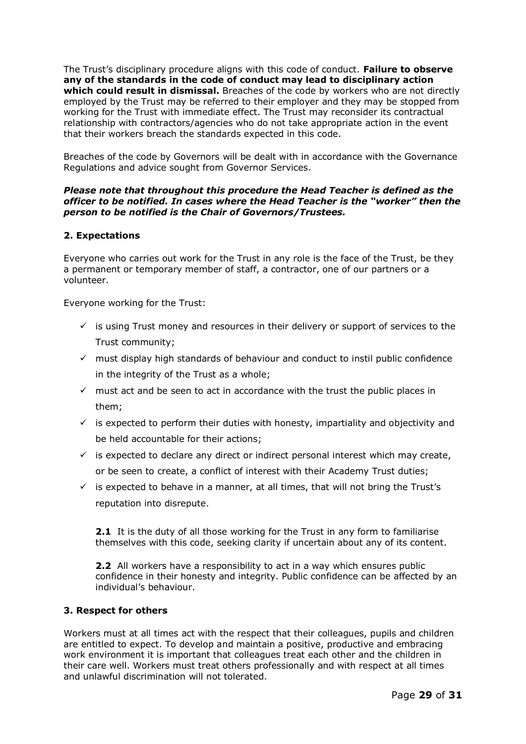The Trust's disciplinary procedure aligns with this code of conduct. **Failure to observe any of the standards in the code of conduct may lead to disciplinary action which could result in dismissal.** Breaches of the code by workers who are not directly employed by the Trust may be referred to their employer and they may be stopped from working for the Trust with immediate effect. The Trust may reconsider its contractual relationship with contractors/agencies who do not take appropriate action in the event that their workers breach the standards expected in this code.

Breaches of the code by Governors will be dealt with in accordance with the Governance Regulations and advice sought from Governor Services.

***Please note that throughout this procedure the Head Teacher is defined as the officer to be notified. In cases where the Head Teacher is the "worker" then the person to be notified is the Chair of Governors/Trustees.***

## 2. Expectations

Everyone who carries out work for the Trust in any role is the face of the Trust, be they a permanent or temporary member of staff, a contractor, one of our partners or a volunteer.

Everyone working for the Trust:

- ✓ is using Trust money and resources in their delivery or support of services to the Trust community;
- ✓ must display high standards of behaviour and conduct to instil public confidence in the integrity of the Trust as a whole;
- ✓ must act and be seen to act in accordance with the trust the public places in them;
- ✓ is expected to perform their duties with honesty, impartiality and objectivity and be held accountable for their actions;
- ✓ is expected to declare any direct or indirect personal interest which may create, or be seen to create, a conflict of interest with their Academy Trust duties;
- ✓ is expected to behave in a manner, at all times, that will not bring the Trust's reputation into disrepute.

**2.1** It is the duty of all those working for the Trust in any form to familiarise themselves with this code, seeking clarity if uncertain about any of its content.

**2.2** All workers have a responsibility to act in a way which ensures public confidence in their honesty and integrity. Public confidence can be affected by an individual's behaviour.

## 3. Respect for others

Workers must at all times act with the respect that their colleagues, pupils and children are entitled to expect. To develop and maintain a positive, productive and embracing work environment it is important that colleagues treat each other and the children in their care well. Workers must treat others professionally and with respect at all times and unlawful discrimination will not tolerated.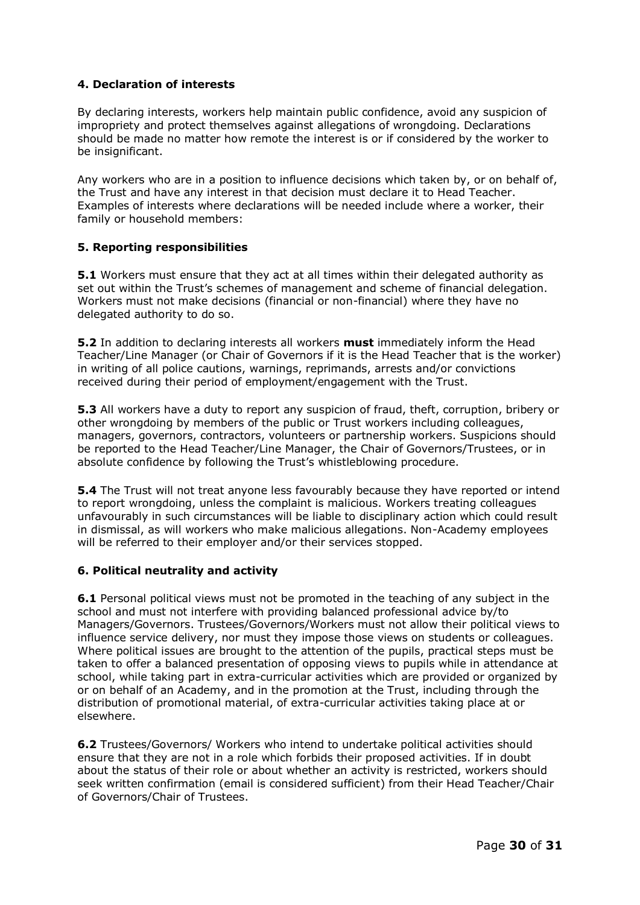### 4. Declaration of interests

By declaring interests, workers help maintain public confidence, avoid any suspicion of impropriety and protect themselves against allegations of wrongdoing. Declarations should be made no matter how remote the interest is or if considered by the worker to be insignificant.

Any workers who are in a position to influence decisions which taken by, or on behalf of, the Trust and have any interest in that decision must declare it to Head Teacher. Examples of interests where declarations will be needed include where a worker, their family or household members:

### 5. Reporting responsibilities

**5.1** Workers must ensure that they act at all times within their delegated authority as set out within the Trust's schemes of management and scheme of financial delegation. Workers must not make decisions (financial or non-financial) where they have no delegated authority to do so.

**5.2** In addition to declaring interests all workers **must** immediately inform the Head Teacher/Line Manager (or Chair of Governors if it is the Head Teacher that is the worker) in writing of all police cautions, warnings, reprimands, arrests and/or convictions received during their period of employment/engagement with the Trust.

**5.3** All workers have a duty to report any suspicion of fraud, theft, corruption, bribery or other wrongdoing by members of the public or Trust workers including colleagues, managers, governors, contractors, volunteers or partnership workers. Suspicions should be reported to the Head Teacher/Line Manager, the Chair of Governors/Trustees, or in absolute confidence by following the Trust's whistleblowing procedure.

**5.4** The Trust will not treat anyone less favourably because they have reported or intend to report wrongdoing, unless the complaint is malicious. Workers treating colleagues unfavourably in such circumstances will be liable to disciplinary action which could result in dismissal, as will workers who make malicious allegations. Non-Academy employees will be referred to their employer and/or their services stopped.

### 6. Political neutrality and activity

**6.1** Personal political views must not be promoted in the teaching of any subject in the school and must not interfere with providing balanced professional advice by/to Managers/Governors. Trustees/Governors/Workers must not allow their political views to influence service delivery, nor must they impose those views on students or colleagues. Where political issues are brought to the attention of the pupils, practical steps must be taken to offer a balanced presentation of opposing views to pupils while in attendance at school, while taking part in extra-curricular activities which are provided or organized by or on behalf of an Academy, and in the promotion at the Trust, including through the distribution of promotional material, of extra-curricular activities taking place at or elsewhere.

**6.2** Trustees/Governors/ Workers who intend to undertake political activities should ensure that they are not in a role which forbids their proposed activities. If in doubt about the status of their role or about whether an activity is restricted, workers should seek written confirmation (email is considered sufficient) from their Head Teacher/Chair of Governors/Chair of Trustees.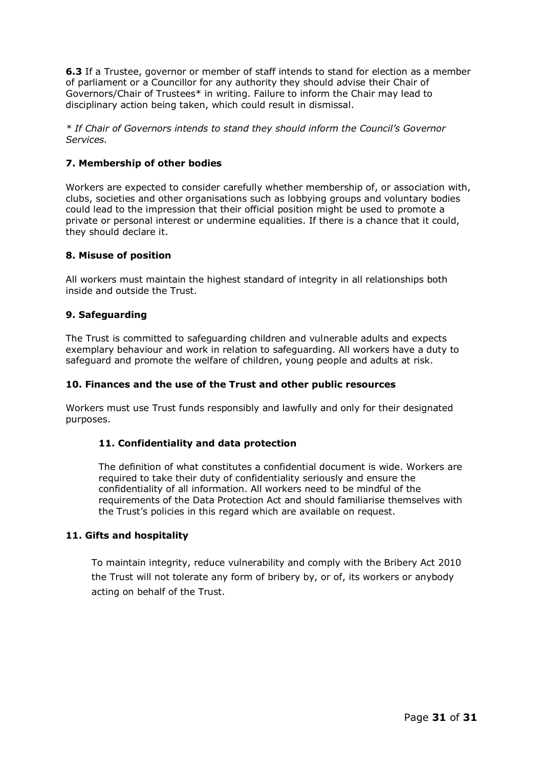**6.3** If a Trustee, governor or member of staff intends to stand for election as a member of parliament or a Councillor for any authority they should advise their Chair of Governors/Chair of Trustees* in writing. Failure to inform the Chair may lead to disciplinary action being taken, which could result in dismissal.

*\* If Chair of Governors intends to stand they should inform the Council's Governor Services.*

### 7. Membership of other bodies

Workers are expected to consider carefully whether membership of, or association with, clubs, societies and other organisations such as lobbying groups and voluntary bodies could lead to the impression that their official position might be used to promote a private or personal interest or undermine equalities. If there is a chance that it could, they should declare it.

### 8. Misuse of position

All workers must maintain the highest standard of integrity in all relationships both inside and outside the Trust.

### 9. Safeguarding

The Trust is committed to safeguarding children and vulnerable adults and expects exemplary behaviour and work in relation to safeguarding. All workers have a duty to safeguard and promote the welfare of children, young people and adults at risk.

### 10. Finances and the use of the Trust and other public resources

Workers must use Trust funds responsibly and lawfully and only for their designated purposes.

### 11. Confidentiality and data protection

The definition of what constitutes a confidential document is wide. Workers are required to take their duty of confidentiality seriously and ensure the confidentiality of all information. All workers need to be mindful of the requirements of the Data Protection Act and should familiarise themselves with the Trust's policies in this regard which are available on request.

### 11. Gifts and hospitality

To maintain integrity, reduce vulnerability and comply with the Bribery Act 2010 the Trust will not tolerate any form of bribery by, or of, its workers or anybody acting on behalf of the Trust.